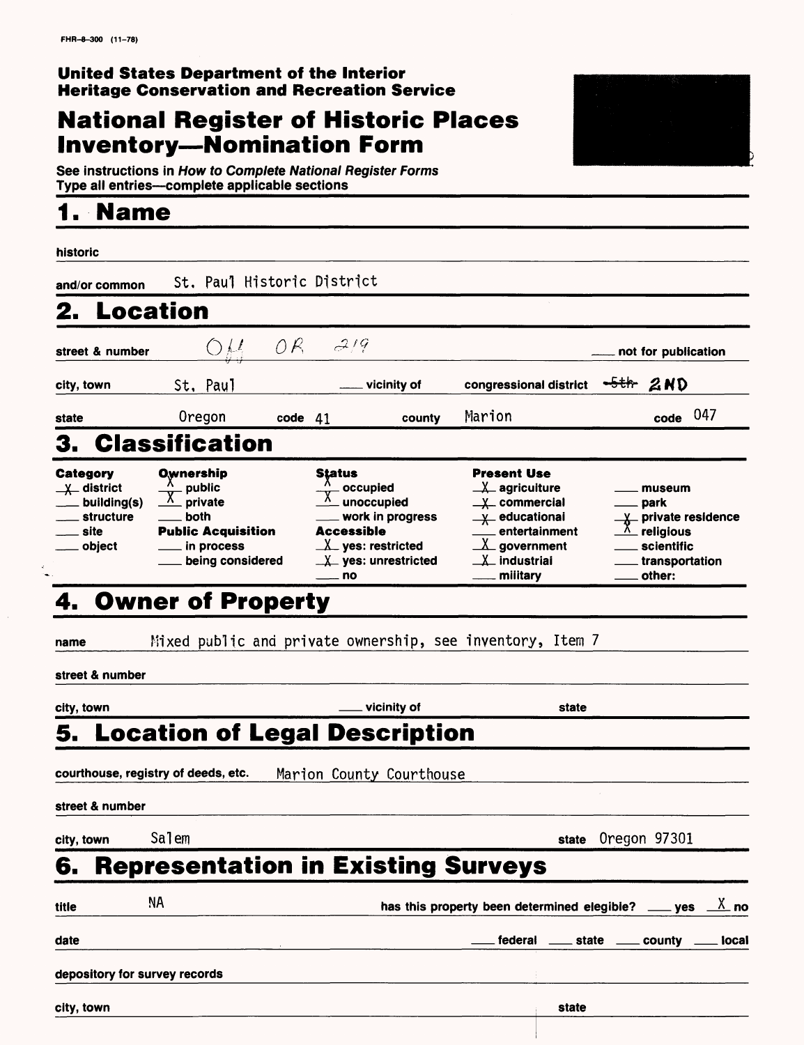FHR-8-300 (11-78)

**United States Department of the Interior**
**Heritage Conservation and Recreation Service**

# National Register of Historic Places Inventory—Nomination Form

See instructions in *How to Complete National Register Forms*
Type all entries—complete applicable sections

## 1. Name

historic

and/or common St. Paul Historic District

## 2. Location

street & number OH OR 219 ___ not for publication

city, town St. Paul ___ vicinity of congressional district ~~5th~~ 2ND

state Oregon code 41 county Marion code 047

## 3. Classification

| Category | Ownership | Status | Present Use | |
|---|---|---|---|---|
| X district | X public | X occupied | X agriculture | ___ museum |
| ___ building(s) | X private | X unoccupied | X commercial | ___ park |
| ___ structure | ___ both | ___ work in progress | X educational | X private residence |
| ___ site | **Public Acquisition** | **Accessible** | ___ entertainment | X religious |
| ___ object | ___ in process | X yes: restricted | X government | ___ scientific |
| | ___ being considered | X yes: unrestricted | X industrial | ___ transportation |
| | | ___ no | ___ military | ___ other: |

## 4. Owner of Property

name Mixed public and private ownership, see inventory, Item 7

street & number

city, town ___ vicinity of state

## 5. Location of Legal Description

courthouse, registry of deeds, etc. Marion County Courthouse

street & number

city, town Salem state Oregon 97301

## 6. Representation in Existing Surveys

title NA has this property been determined elegible? ___ yes X no

date ___ federal ___ state ___ county ___ local

depository for survey records

city, town state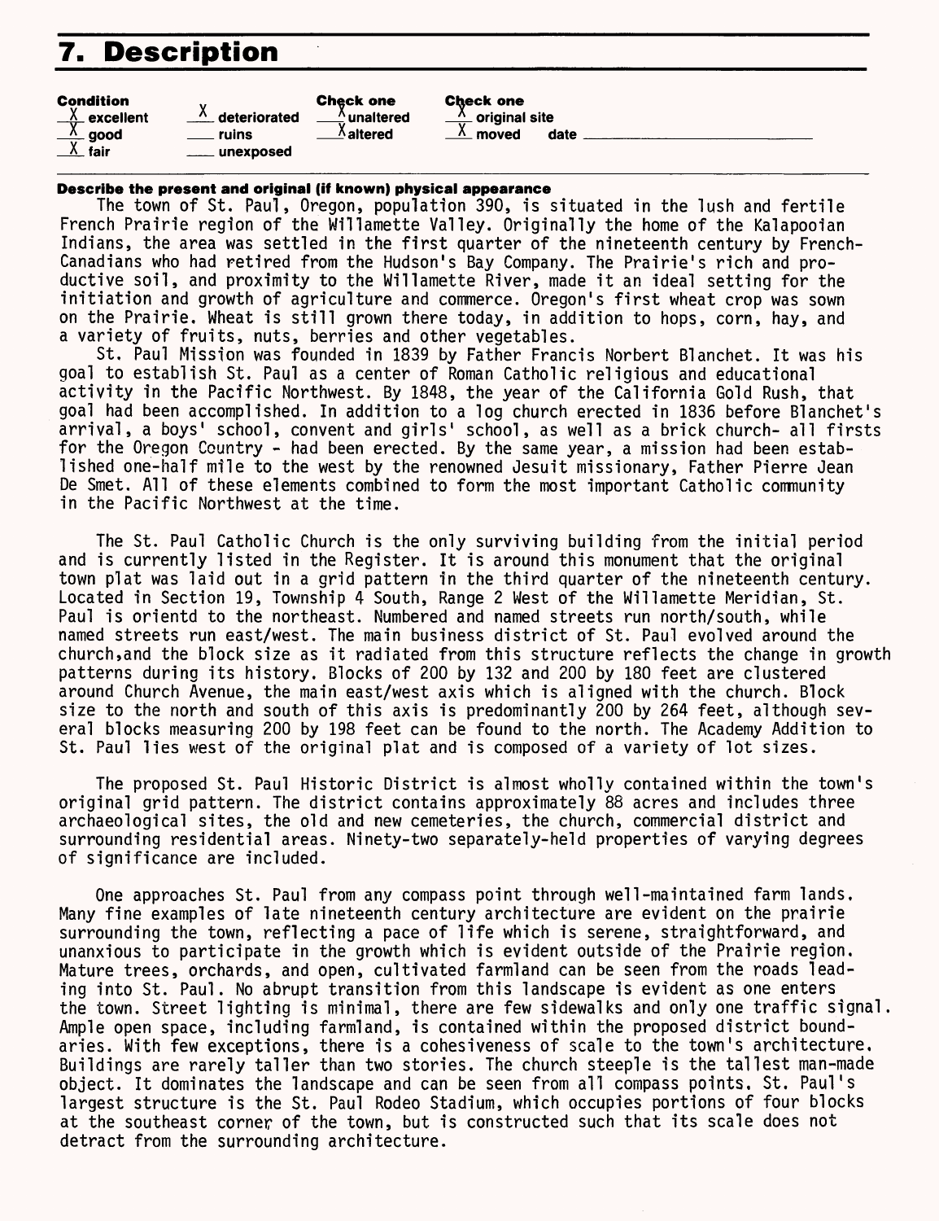# 7. Description

| Condition | | Check one | Check one |
|---|---|---|---|
| X excellent | X deteriorated | X unaltered | X original site |
| X good | ___ ruins | X altered | X moved date ___ |
| X fair | ___ unexposed | | |

**Describe the present and original (if known) physical appearance**

The town of St. Paul, Oregon, population 390, is situated in the lush and fertile French Prairie region of the Willamette Valley. Originally the home of the Kalapooian Indians, the area was settled in the first quarter of the nineteenth century by French-Canadians who had retired from the Hudson's Bay Company. The Prairie's rich and productive soil, and proximity to the Willamette River, made it an ideal setting for the initiation and growth of agriculture and commerce. Oregon's first wheat crop was sown on the Prairie. Wheat is still grown there today, in addition to hops, corn, hay, and a variety of fruits, nuts, berries and other vegetables.

St. Paul Mission was founded in 1839 by Father Francis Norbert Blanchet. It was his goal to establish St. Paul as a center of Roman Catholic religious and educational activity in the Pacific Northwest. By 1848, the year of the California Gold Rush, that goal had been accomplished. In addition to a log church erected in 1836 before Blanchet's arrival, a boys' school, convent and girls' school, as well as a brick church- all firsts for the Oregon Country - had been erected. By the same year, a mission had been established one-half mile to the west by the renowned Jesuit missionary, Father Pierre Jean De Smet. All of these elements combined to form the most important Catholic community in the Pacific Northwest at the time.

The St. Paul Catholic Church is the only surviving building from the initial period and is currently listed in the Register. It is around this monument that the original town plat was laid out in a grid pattern in the third quarter of the nineteenth century. Located in Section 19, Township 4 South, Range 2 West of the Willamette Meridian, St. Paul is orientd to the northeast. Numbered and named streets run north/south, while named streets run east/west. The main business district of St. Paul evolved around the church,and the block size as it radiated from this structure reflects the change in growth patterns during its history. Blocks of 200 by 132 and 200 by 180 feet are clustered around Church Avenue, the main east/west axis which is aligned with the church. Block size to the north and south of this axis is predominantly 200 by 264 feet, although several blocks measuring 200 by 198 feet can be found to the north. The Academy Addition to St. Paul lies west of the original plat and is composed of a variety of lot sizes.

The proposed St. Paul Historic District is almost wholly contained within the town's original grid pattern. The district contains approximately 88 acres and includes three archaeological sites, the old and new cemeteries, the church, commercial district and surrounding residential areas. Ninety-two separately-held properties of varying degrees of significance are included.

One approaches St. Paul from any compass point through well-maintained farm lands. Many fine examples of late nineteenth century architecture are evident on the prairie surrounding the town, reflecting a pace of life which is serene, straightforward, and unanxious to participate in the growth which is evident outside of the Prairie region. Mature trees, orchards, and open, cultivated farmland can be seen from the roads leading into St. Paul. No abrupt transition from this landscape is evident as one enters the town. Street lighting is minimal, there are few sidewalks and only one traffic signal. Ample open space, including farmland, is contained within the proposed district boundaries. With few exceptions, there is a cohesiveness of scale to the town's architecture. Buildings are rarely taller than two stories. The church steeple is the tallest man-made object. It dominates the landscape and can be seen from all compass points. St. Paul's largest structure is the St. Paul Rodeo Stadium, which occupies portions of four blocks at the southeast corner of the town, but is constructed such that its scale does not detract from the surrounding architecture.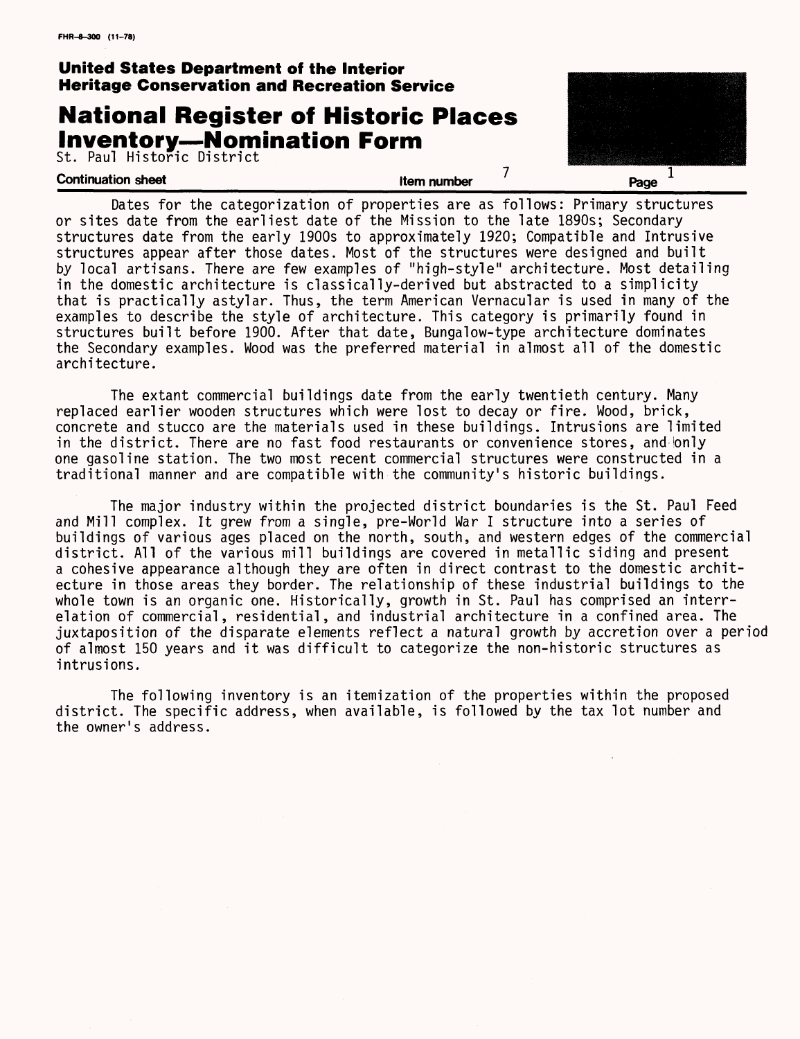Dates for the categorization of properties are as follows: Primary structures or sites date from the earliest date of the Mission to the late 1890s; Secondary structures date from the early 1900s to approximately 1920; Compatible and Intrusive structures appear after those dates. Most of the structures were designed and built by local artisans. There are few examples of "high-style" architecture. Most detailing in the domestic architecture is classically-derived but abstracted to a simplicity that is practically astylar. Thus, the term American Vernacular is used in many of the examples to describe the style of architecture. This category is primarily found in structures built before 1900. After that date, Bungalow-type architecture dominates the Secondary examples. Wood was the preferred material in almost all of the domestic architecture.

The extant commercial buildings date from the early twentieth century. Many replaced earlier wooden structures which were lost to decay or fire. Wood, brick, concrete and stucco are the materials used in these buildings. Intrusions are limited in the district. There are no fast food restaurants or convenience stores, and only one gasoline station. The two most recent commercial structures were constructed in a traditional manner and are compatible with the community's historic buildings.

The major industry within the projected district boundaries is the St. Paul Feed and Mill complex. It grew from a single, pre-World War I structure into a series of buildings of various ages placed on the north, south, and western edges of the commercial district. All of the various mill buildings are covered in metallic siding and present a cohesive appearance although they are often in direct contrast to the domestic architecture in those areas they border. The relationship of these industrial buildings to the whole town is an organic one. Historically, growth in St. Paul has comprised an interrelation of commercial, residential, and industrial architecture in a confined area. The juxtaposition of the disparate elements reflect a natural growth by accretion over a period of almost 150 years and it was difficult to categorize the non-historic structures as intrusions.

The following inventory is an itemization of the properties within the proposed district. The specific address, when available, is followed by the tax lot number and the owner's address.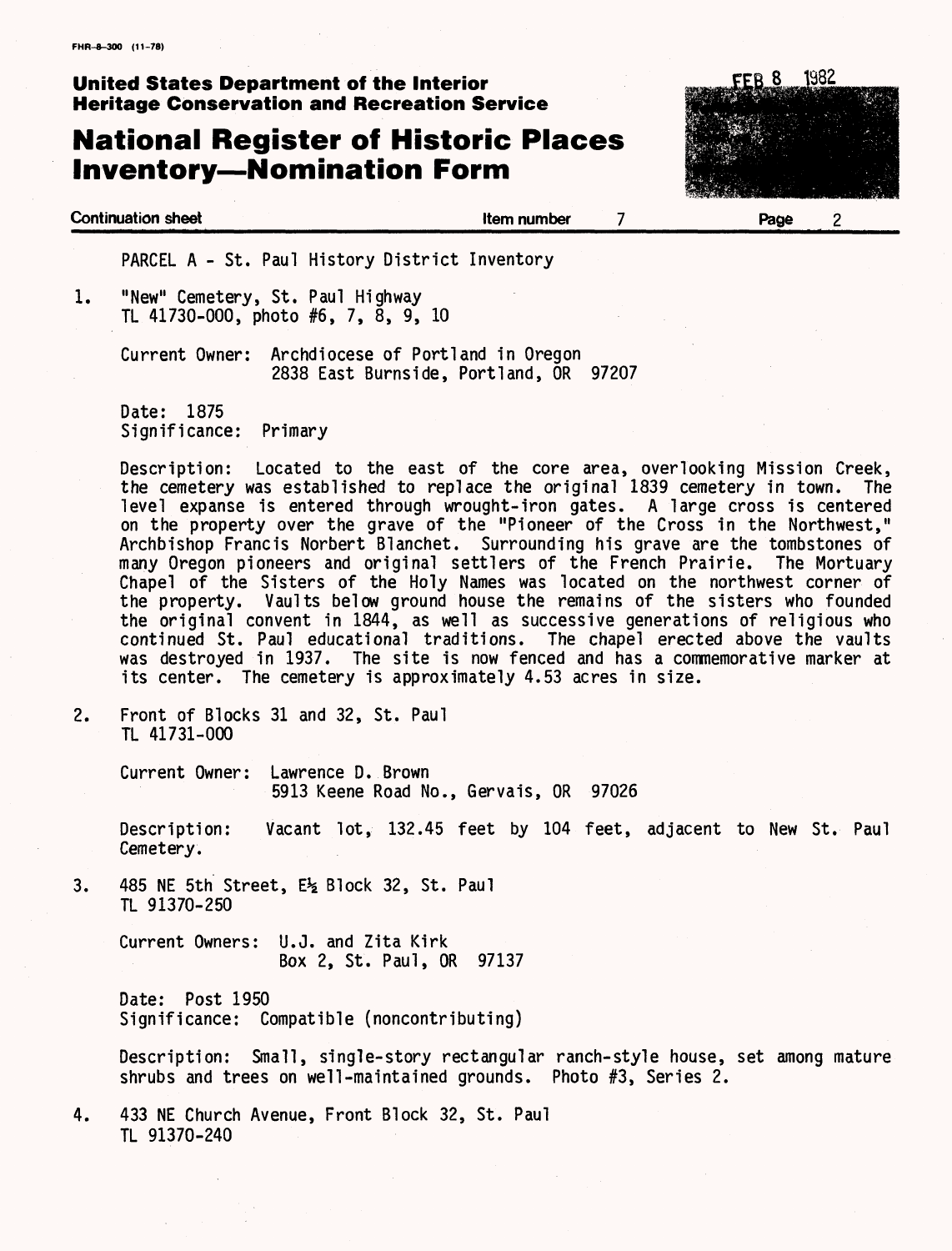PARCEL A - St. Paul History District Inventory

1. "New" Cemetery, St. Paul Highway
   TL 41730-000, photo #6, 7, 8, 9, 10

   Current Owner: Archdiocese of Portland in Oregon
   2838 East Burnside, Portland, OR 97207

   Date: 1875
   Significance: Primary

   Description: Located to the east of the core area, overlooking Mission Creek, the cemetery was established to replace the original 1839 cemetery in town. The level expanse is entered through wrought-iron gates. A large cross is centered on the property over the grave of the "Pioneer of the Cross in the Northwest," Archbishop Francis Norbert Blanchet. Surrounding his grave are the tombstones of many Oregon pioneers and original settlers of the French Prairie. The Mortuary Chapel of the Sisters of the Holy Names was located on the northwest corner of the property. Vaults below ground house the remains of the sisters who founded the original convent in 1844, as well as successive generations of religious who continued St. Paul educational traditions. The chapel erected above the vaults was destroyed in 1937. The site is now fenced and has a commemorative marker at its center. The cemetery is approximately 4.53 acres in size.

2. Front of Blocks 31 and 32, St. Paul
   TL 41731-000

   Current Owner: Lawrence D. Brown
   5913 Keene Road No., Gervais, OR 97026

   Description: Vacant lot, 132.45 feet by 104 feet, adjacent to New St. Paul Cemetery.

3. 485 NE 5th Street, E½ Block 32, St. Paul
   TL 91370-250

   Current Owners: U.J. and Zita Kirk
   Box 2, St. Paul, OR 97137

   Date: Post 1950
   Significance: Compatible (noncontributing)

   Description: Small, single-story rectangular ranch-style house, set among mature shrubs and trees on well-maintained grounds. Photo #3, Series 2.

4. 433 NE Church Avenue, Front Block 32, St. Paul
   TL 91370-240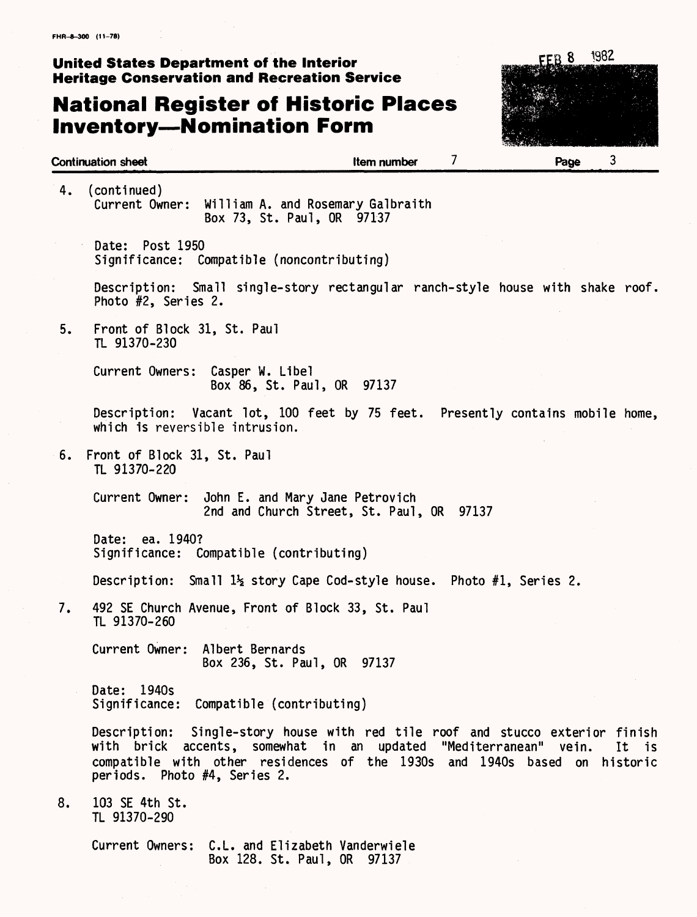FHR-8-300 (11-78)

**United States Department of the Interior**
**Heritage Conservation and Recreation Service**

# National Register of Historic Places Inventory—Nomination Form

FEB 8 1982

**Continuation sheet** **Item number** 7 **Page** 3

4. (continued)
   Current Owner: William A. and Rosemary Galbraith
   Box 73, St. Paul, OR 97137

   Date: Post 1950
   Significance: Compatible (noncontributing)

   Description: Small single-story rectangular ranch-style house with shake roof. Photo #2, Series 2.

5. Front of Block 31, St. Paul
   TL 91370-230

   Current Owners: Casper W. Libel
   Box 86, St. Paul, OR 97137

   Description: Vacant lot, 100 feet by 75 feet. Presently contains mobile home, which is reversible intrusion.

6. Front of Block 31, St. Paul
   TL 91370-220

   Current Owner: John E. and Mary Jane Petrovich
   2nd and Church Street, St. Paul, OR 97137

   Date: ea. 1940?
   Significance: Compatible (contributing)

   Description: Small 1½ story Cape Cod-style house. Photo #1, Series 2.

7. 492 SE Church Avenue, Front of Block 33, St. Paul
   TL 91370-260

   Current Owner: Albert Bernards
   Box 236, St. Paul, OR 97137

   Date: 1940s
   Significance: Compatible (contributing)

   Description: Single-story house with red tile roof and stucco exterior finish with brick accents, somewhat in an updated "Mediterranean" vein. It is compatible with other residences of the 1930s and 1940s based on historic periods. Photo #4, Series 2.

8. 103 SE 4th St.
   TL 91370-290

   Current Owners: C.L. and Elizabeth Vanderwiele
   Box 128. St. Paul, OR 97137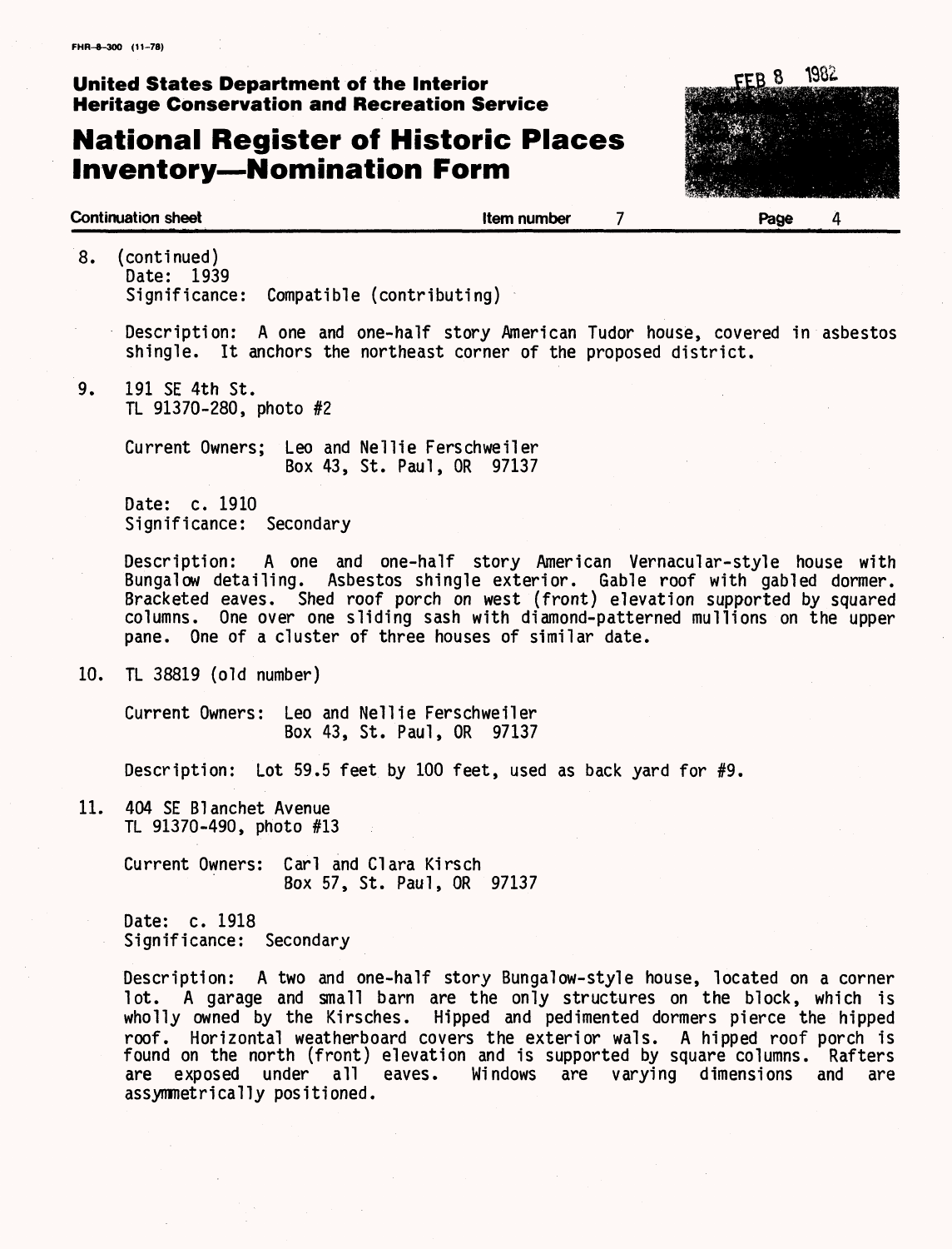8. (continued)
Date: 1939
Significance: Compatible (contributing)

Description: A one and one-half story American Tudor house, covered in asbestos shingle. It anchors the northeast corner of the proposed district.

9. 191 SE 4th St.
TL 91370-280, photo #2

Current Owners; Leo and Nellie Ferschweiler
Box 43, St. Paul, OR 97137

Date: c. 1910
Significance: Secondary

Description: A one and one-half story American Vernacular-style house with Bungalow detailing. Asbestos shingle exterior. Gable roof with gabled dormer. Bracketed eaves. Shed roof porch on west (front) elevation supported by squared columns. One over one sliding sash with diamond-patterned mullions on the upper pane. One of a cluster of three houses of similar date.

10. TL 38819 (old number)

Current Owners: Leo and Nellie Ferschweiler
Box 43, St. Paul, OR 97137

Description: Lot 59.5 feet by 100 feet, used as back yard for #9.

11. 404 SE Blanchet Avenue
TL 91370-490, photo #13

Current Owners: Carl and Clara Kirsch
Box 57, St. Paul, OR 97137

Date: c. 1918
Significance: Secondary

Description: A two and one-half story Bungalow-style house, located on a corner lot. A garage and small barn are the only structures on the block, which is wholly owned by the Kirsches. Hipped and pedimented dormers pierce the hipped roof. Horizontal weatherboard covers the exterior wals. A hipped roof porch is found on the north (front) elevation and is supported by square columns. Rafters are exposed under all eaves. Windows are varying dimensions and are assymmetrically positioned.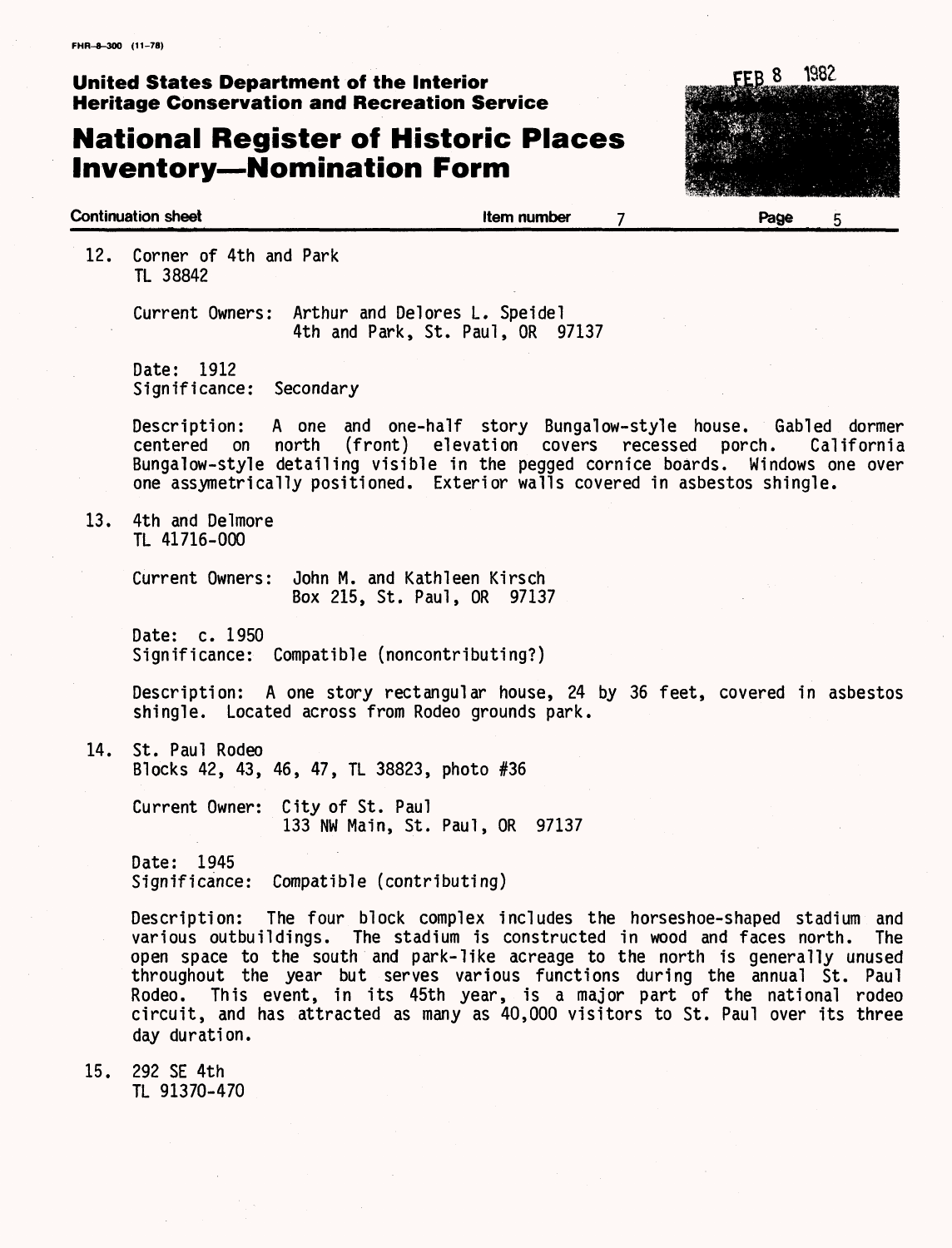12. Corner of 4th and Park
    TL 38842

    Current Owners: Arthur and Delores L. Speidel
    4th and Park, St. Paul, OR 97137

    Date: 1912
    Significance: Secondary

    Description: A one and one-half story Bungalow-style house. Gabled dormer centered on north (front) elevation covers recessed porch. California Bungalow-style detailing visible in the pegged cornice boards. Windows one over one assymetrically positioned. Exterior walls covered in asbestos shingle.

13. 4th and Delmore
    TL 41716-000

    Current Owners: John M. and Kathleen Kirsch
    Box 215, St. Paul, OR 97137

    Date: c. 1950
    Significance: Compatible (noncontributing?)

    Description: A one story rectangular house, 24 by 36 feet, covered in asbestos shingle. Located across from Rodeo grounds park.

14. St. Paul Rodeo
    Blocks 42, 43, 46, 47, TL 38823, photo #36

    Current Owner: City of St. Paul
    133 NW Main, St. Paul, OR 97137

    Date: 1945
    Significance: Compatible (contributing)

    Description: The four block complex includes the horseshoe-shaped stadium and various outbuildings. The stadium is constructed in wood and faces north. The open space to the south and park-like acreage to the north is generally unused throughout the year but serves various functions during the annual St. Paul Rodeo. This event, in its 45th year, is a major part of the national rodeo circuit, and has attracted as many as 40,000 visitors to St. Paul over its three day duration.

15. 292 SE 4th
    TL 91370-470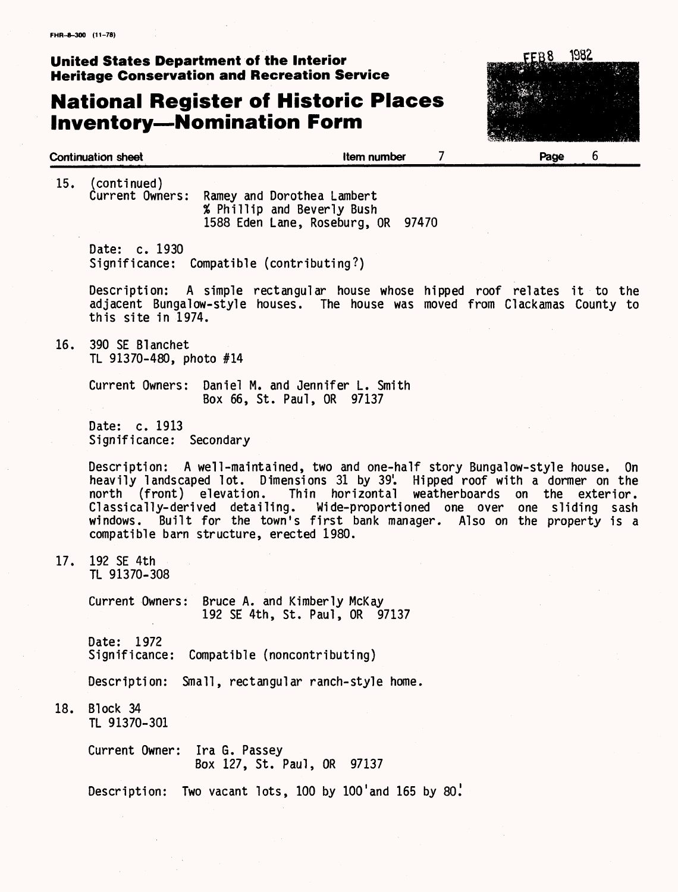FHR-8-300 (11-78)

**United States Department of the Interior**
**Heritage Conservation and Recreation Service**

# National Register of Historic Places Inventory—Nomination Form

FEB 8 1982

**Continuation sheet** | **Item number** 7 | **Page** 6

15. (continued)
Current Owners: Ramey and Dorothea Lambert
% Phillip and Beverly Bush
1588 Eden Lane, Roseburg, OR 97470

Date: c. 1930
Significance: Compatible (contributing?)

Description: A simple rectangular house whose hipped roof relates it to the adjacent Bungalow-style houses. The house was moved from Clackamas County to this site in 1974.

16. 390 SE Blanchet
TL 91370-480, photo #14

Current Owners: Daniel M. and Jennifer L. Smith
Box 66, St. Paul, OR 97137

Date: c. 1913
Significance: Secondary

Description: A well-maintained, two and one-half story Bungalow-style house. On heavily landscaped lot. Dimensions 31 by 39'. Hipped roof with a dormer on the north (front) elevation. Thin horizontal weatherboards on the exterior. Classically-derived detailing. Wide-proportioned one over one sliding sash windows. Built for the town's first bank manager. Also on the property is a compatible barn structure, erected 1980.

17. 192 SE 4th
TL 91370-308

Current Owners: Bruce A. and Kimberly McKay
192 SE 4th, St. Paul, OR 97137

Date: 1972
Significance: Compatible (noncontributing)

Description: Small, rectangular ranch-style home.

18. Block 34
TL 91370-301

Current Owner: Ira G. Passey
Box 127, St. Paul, OR 97137

Description: Two vacant lots, 100 by 100' and 165 by 80'.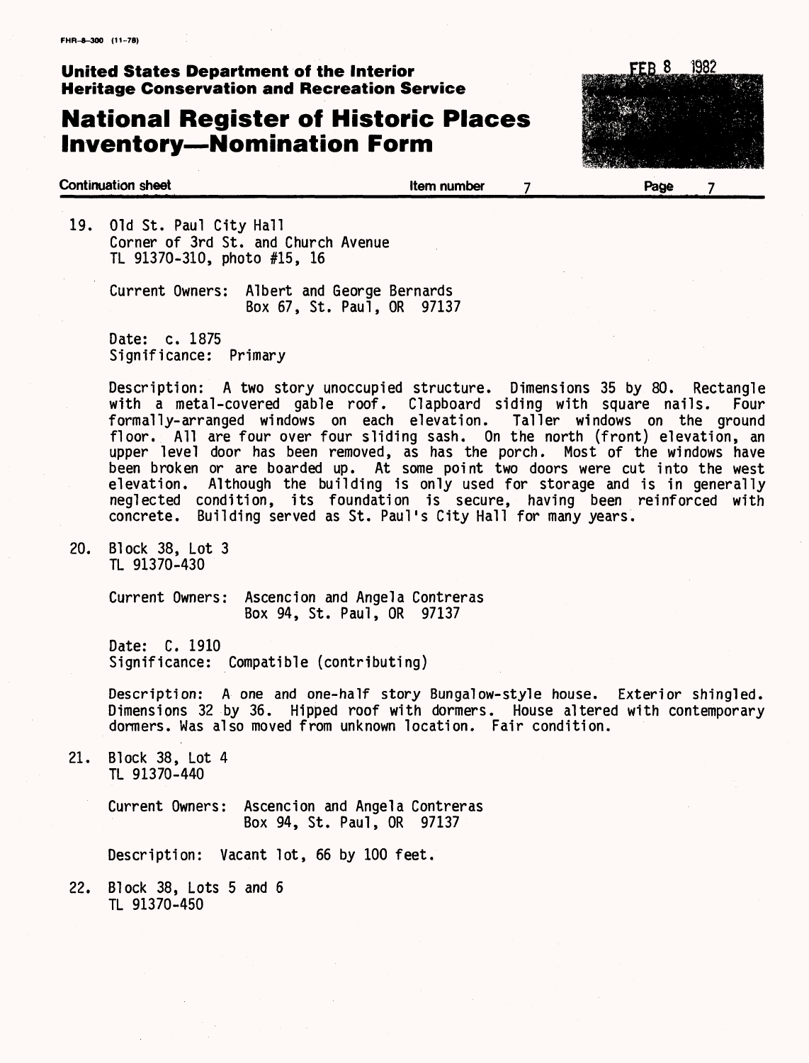FHR-8-300 (11-78)

**United States Department of the Interior**
**Heritage Conservation and Recreation Service**

# National Register of Historic Places Inventory—Nomination Form

FEB 8 1982

**Continuation sheet** | **Item number** 7 | **Page** 7

19. Old St. Paul City Hall
    Corner of 3rd St. and Church Avenue
    TL 91370-310, photo #15, 16

    Current Owners: Albert and George Bernards
    Box 67, St. Paul, OR 97137

    Date: c. 1875
    Significance: Primary

    Description: A two story unoccupied structure. Dimensions 35 by 80. Rectangle with a metal-covered gable roof. Clapboard siding with square nails. Four formally-arranged windows on each elevation. Taller windows on the ground floor. All are four over four sliding sash. On the north (front) elevation, an upper level door has been removed, as has the porch. Most of the windows have been broken or are boarded up. At some point two doors were cut into the west elevation. Although the building is only used for storage and is in generally neglected condition, its foundation is secure, having been reinforced with concrete. Building served as St. Paul's City Hall for many years.

20. Block 38, Lot 3
    TL 91370-430

    Current Owners: Ascencion and Angela Contreras
    Box 94, St. Paul, OR 97137

    Date: C. 1910
    Significance: Compatible (contributing)

    Description: A one and one-half story Bungalow-style house. Exterior shingled. Dimensions 32 by 36. Hipped roof with dormers. House altered with contemporary dormers. Was also moved from unknown location. Fair condition.

21. Block 38, Lot 4
    TL 91370-440

    Current Owners: Ascencion and Angela Contreras
    Box 94, St. Paul, OR 97137

    Description: Vacant lot, 66 by 100 feet.

22. Block 38, Lots 5 and 6
    TL 91370-450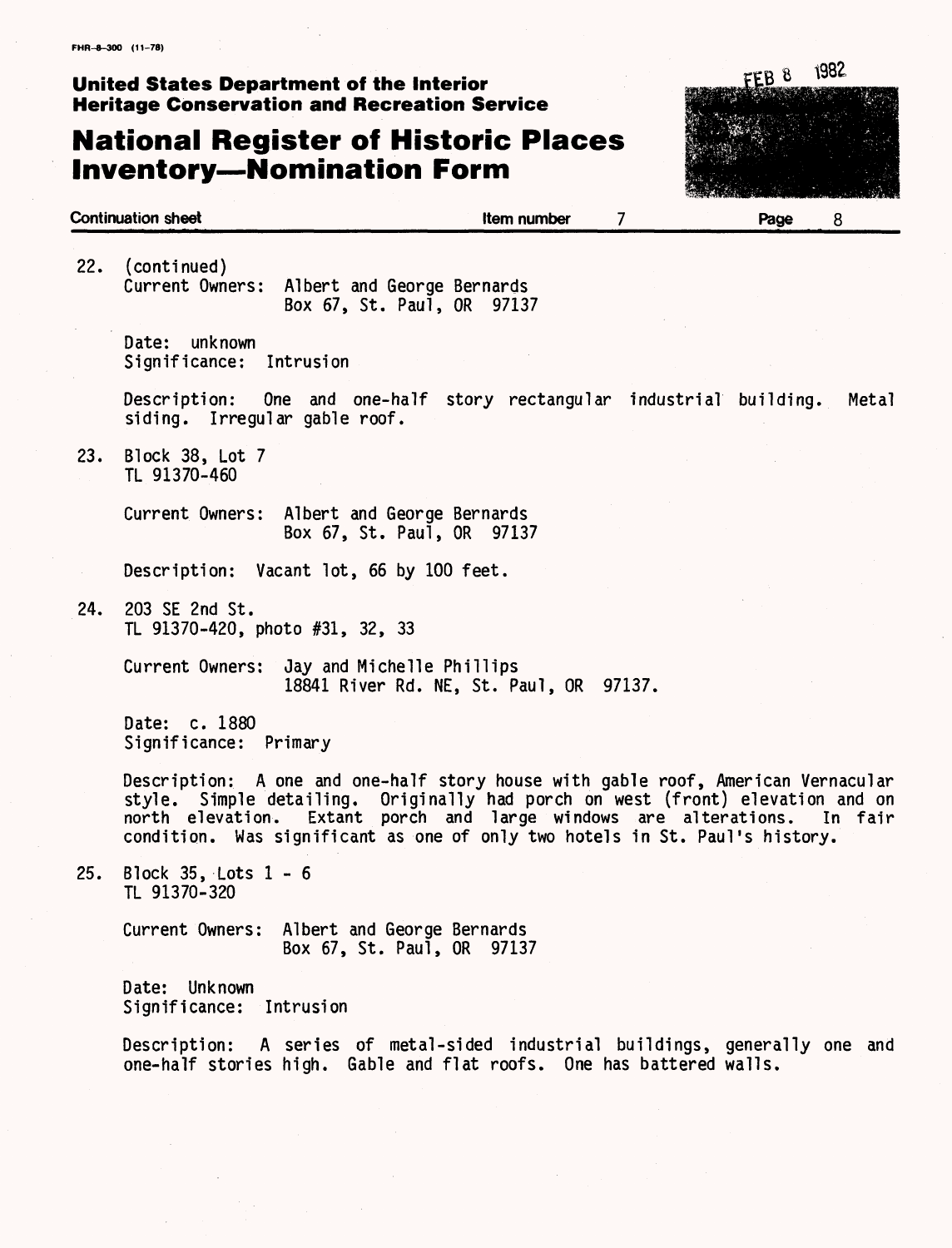22. (continued)
    Current Owners: Albert and George Bernards
    Box 67, St. Paul, OR 97137

    Date: unknown
    Significance: Intrusion

    Description: One and one-half story rectangular industrial building. Metal siding. Irregular gable roof.

23. Block 38, Lot 7
    TL 91370-460

    Current Owners: Albert and George Bernards
    Box 67, St. Paul, OR 97137

    Description: Vacant lot, 66 by 100 feet.

24. 203 SE 2nd St.
    TL 91370-420, photo #31, 32, 33

    Current Owners: Jay and Michelle Phillips
    18841 River Rd. NE, St. Paul, OR 97137.

    Date: c. 1880
    Significance: Primary

    Description: A one and one-half story house with gable roof, American Vernacular style. Simple detailing. Originally had porch on west (front) elevation and on north elevation. Extant porch and large windows are alterations. In fair condition. Was significant as one of only two hotels in St. Paul's history.

25. Block 35, Lots 1 - 6
    TL 91370-320

    Current Owners: Albert and George Bernards
    Box 67, St. Paul, OR 97137

    Date: Unknown
    Significance: Intrusion

    Description: A series of metal-sided industrial buildings, generally one and one-half stories high. Gable and flat roofs. One has battered walls.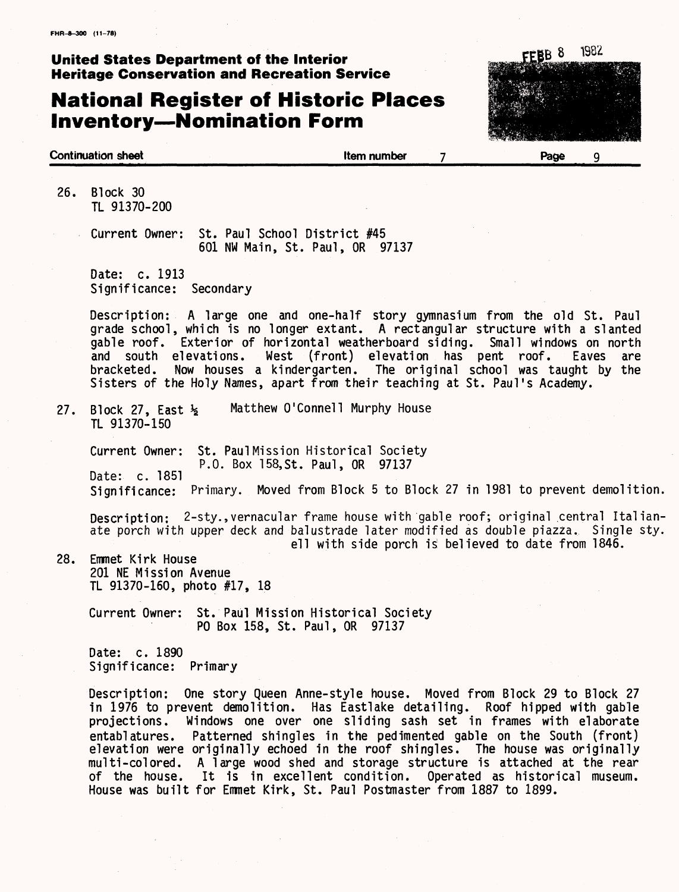**United States Department of the Interior**
**Heritage Conservation and Recreation Service**

# National Register of Historic Places Inventory—Nomination Form

Continuation sheet | Item number 7 | Page 9

26. Block 30
    TL 91370-200

    Current Owner: St. Paul School District #45
    601 NW Main, St. Paul, OR 97137

    Date: c. 1913
    Significance: Secondary

    Description: A large one and one-half story gymnasium from the old St. Paul grade school, which is no longer extant. A rectangular structure with a slanted gable roof. Exterior of horizontal weatherboard siding. Small windows on north and south elevations. West (front) elevation has pent roof. Eaves are bracketed. Now houses a kindergarten. The original school was taught by the Sisters of the Holy Names, apart from their teaching at St. Paul's Academy.

27. Block 27, East ½ Matthew O'Connell Murphy House
    TL 91370-150

    Current Owner: St. PaulMission Historical Society
    P.O. Box 158,St. Paul, OR 97137
    Date: c. 1851
    Significance: Primary. Moved from Block 5 to Block 27 in 1981 to prevent demolition.

    Description: 2-sty.,vernacular frame house with gable roof; original central Italianate porch with upper deck and balustrade later modified as double piazza. Single sty. ell with side porch is believed to date from 1846.

28. Emmet Kirk House
    201 NE Mission Avenue
    TL 91370-160, photo #17, 18

    Current Owner: St. Paul Mission Historical Society
    PO Box 158, St. Paul, OR 97137

    Date: c. 1890
    Significance: Primary

    Description: One story Queen Anne-style house. Moved from Block 29 to Block 27 in 1976 to prevent demolition. Has Eastlake detailing. Roof hipped with gable projections. Windows one over one sliding sash set in frames with elaborate entablatures. Patterned shingles in the pedimented gable on the South (front) elevation were originally echoed in the roof shingles. The house was originally multi-colored. A large wood shed and storage structure is attached at the rear of the house. It is in excellent condition. Operated as historical museum. House was built for Emmet Kirk, St. Paul Postmaster from 1887 to 1899.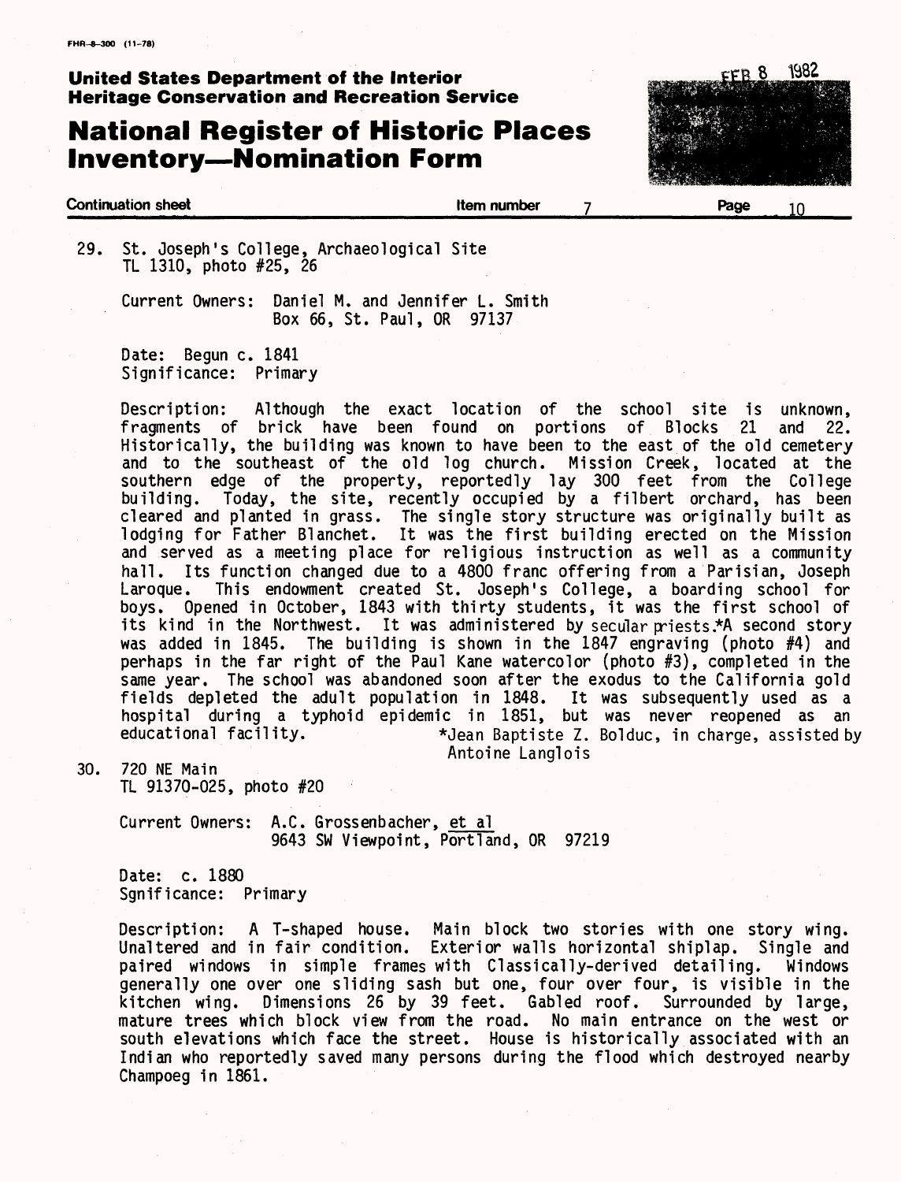FHR-8-300 (11-78)

**United States Department of the Interior**
**Heritage Conservation and Recreation Service**

# National Register of Historic Places Inventory—Nomination Form

FEB 8 1982

**Continuation sheet** **Item number** 7 **Page** 10

29. St. Joseph's College, Archaeological Site
TL 1310, photo #25, 26

Current Owners: Daniel M. and Jennifer L. Smith
Box 66, St. Paul, OR 97137

Date: Begun c. 1841
Significance: Primary

Description: Although the exact location of the school site is unknown, fragments of brick have been found on portions of Blocks 21 and 22. Historically, the building was known to have been to the east of the old cemetery and to the southeast of the old log church. Mission Creek, located at the southern edge of the property, reportedly lay 300 feet from the College building. Today, the site, recently occupied by a filbert orchard, has been cleared and planted in grass. The single story structure was originally built as lodging for Father Blanchet. It was the first building erected on the Mission and served as a meeting place for religious instruction as well as a community hall. Its function changed due to a 4800 franc offering from a Parisian, Joseph Laroque. This endowment created St. Joseph's College, a boarding school for boys. Opened in October, 1843 with thirty students, it was the first school of its kind in the Northwest. It was administered by secular priests.*A second story was added in 1845. The building is shown in the 1847 engraving (photo #4) and perhaps in the far right of the Paul Kane watercolor (photo #3), completed in the same year. The school was abandoned soon after the exodus to the California gold fields depleted the adult population in 1848. It was subsequently used as a hospital during a typhoid epidemic in 1851, but was never reopened as an educational facility.

*Jean Baptiste Z. Bolduc, in charge, assisted by Antoine Langlois

30. 720 NE Main
TL 91370-025, photo #20

Current Owners: A.C. Grossenbacher, et al
9643 SW Viewpoint, Portland, OR 97219

Date: c. 1880
Sgnificance: Primary

Description: A T-shaped house. Main block two stories with one story wing. Unaltered and in fair condition. Exterior walls horizontal shiplap. Single and paired windows in simple frames with Classically-derived detailing. Windows generally one over one sliding sash but one, four over four, is visible in the kitchen wing. Dimensions 26 by 39 feet. Gabled roof. Surrounded by large, mature trees which block view from the road. No main entrance on the west or south elevations which face the street. House is historically associated with an Indian who reportedly saved many persons during the flood which destroyed nearby Champoeg in 1861.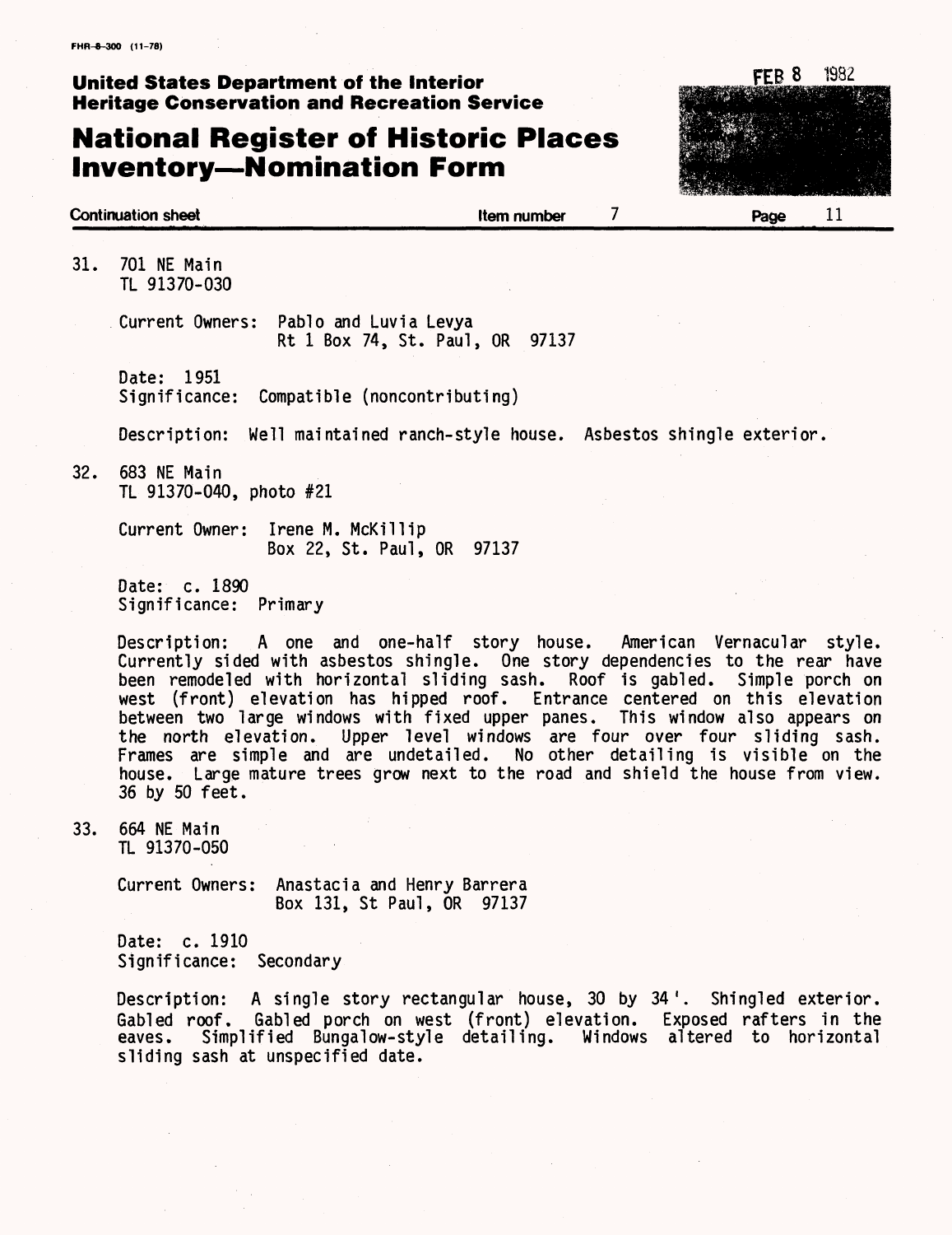31. 701 NE Main
    TL 91370-030

    Current Owners: Pablo and Luvia Levya
    Rt 1 Box 74, St. Paul, OR 97137

    Date: 1951
    Significance: Compatible (noncontributing)

    Description: Well maintained ranch-style house. Asbestos shingle exterior.

32. 683 NE Main
    TL 91370-040, photo #21

    Current Owner: Irene M. McKillip
    Box 22, St. Paul, OR 97137

    Date: c. 1890
    Significance: Primary

    Description: A one and one-half story house. American Vernacular style. Currently sided with asbestos shingle. One story dependencies to the rear have been remodeled with horizontal sliding sash. Roof is gabled. Simple porch on west (front) elevation has hipped roof. Entrance centered on this elevation between two large windows with fixed upper panes. This window also appears on the north elevation. Upper level windows are four over four sliding sash. Frames are simple and are undetailed. No other detailing is visible on the house. Large mature trees grow next to the road and shield the house from view. 36 by 50 feet.

33. 664 NE Main
    TL 91370-050

    Current Owners: Anastacia and Henry Barrera
    Box 131, St Paul, OR 97137

    Date: c. 1910
    Significance: Secondary

    Description: A single story rectangular house, 30 by 34'. Shingled exterior. Gabled roof. Gabled porch on west (front) elevation. Exposed rafters in the eaves. Simplified Bungalow-style detailing. Windows altered to horizontal sliding sash at unspecified date.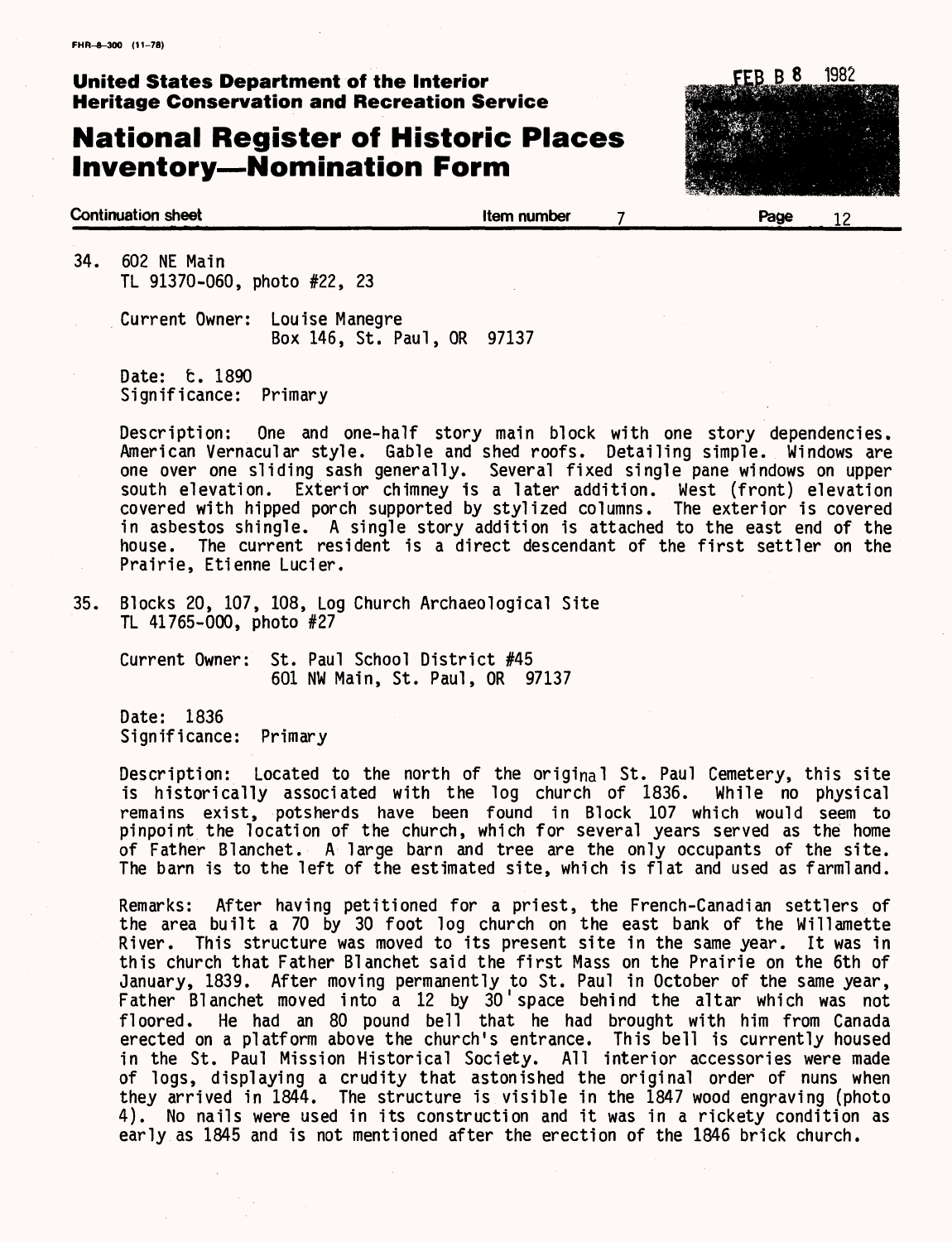34. 602 NE Main
TL 91370-060, photo #22, 23

Current Owner: Louise Manegre
Box 146, St. Paul, OR 97137

Date: c. 1890
Significance: Primary

Description: One and one-half story main block with one story dependencies. American Vernacular style. Gable and shed roofs. Detailing simple. Windows are one over one sliding sash generally. Several fixed single pane windows on upper south elevation. Exterior chimney is a later addition. West (front) elevation covered with hipped porch supported by stylized columns. The exterior is covered in asbestos shingle. A single story addition is attached to the east end of the house. The current resident is a direct descendant of the first settler on the Prairie, Etienne Lucier.

35. Blocks 20, 107, 108, Log Church Archaeological Site
TL 41765-000, photo #27

Current Owner: St. Paul School District #45
601 NW Main, St. Paul, OR 97137

Date: 1836
Significance: Primary

Description: Located to the north of the original St. Paul Cemetery, this site is historically associated with the log church of 1836. While no physical remains exist, potsherds have been found in Block 107 which would seem to pinpoint the location of the church, which for several years served as the home of Father Blanchet. A large barn and tree are the only occupants of the site. The barn is to the left of the estimated site, which is flat and used as farmland.

Remarks: After having petitioned for a priest, the French-Canadian settlers of the area built a 70 by 30 foot log church on the east bank of the Willamette River. This structure was moved to its present site in the same year. It was in this church that Father Blanchet said the first Mass on the Prairie on the 6th of January, 1839. After moving permanently to St. Paul in October of the same year, Father Blanchet moved into a 12 by 30' space behind the altar which was not floored. He had an 80 pound bell that he had brought with him from Canada erected on a platform above the church's entrance. This bell is currently housed in the St. Paul Mission Historical Society. All interior accessories were made of logs, displaying a crudity that astonished the original order of nuns when they arrived in 1844. The structure is visible in the 1847 wood engraving (photo 4). No nails were used in its construction and it was in a rickety condition as early as 1845 and is not mentioned after the erection of the 1846 brick church.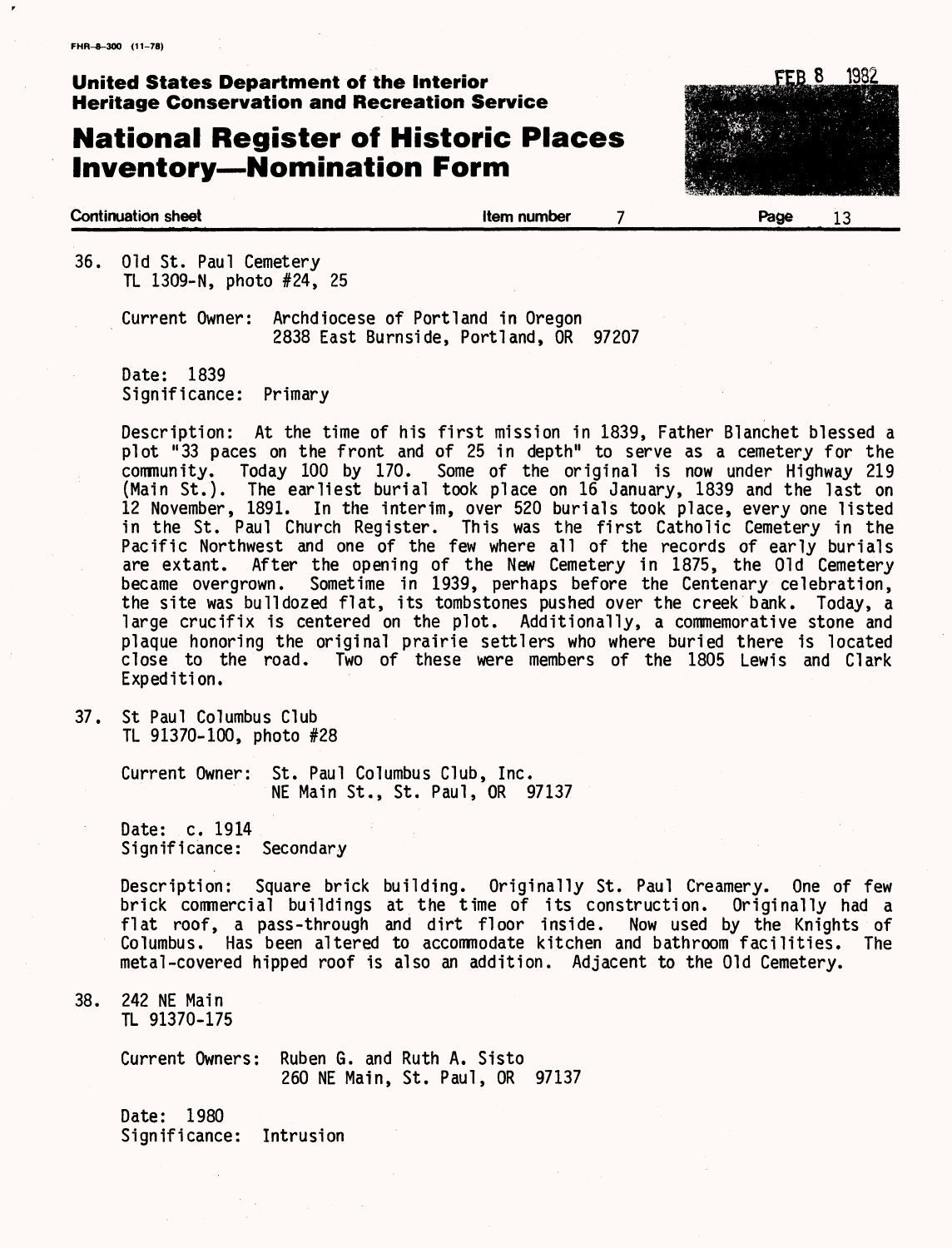**United States Department of the Interior**
**Heritage Conservation and Recreation Service**

# National Register of Historic Places Inventory—Nomination Form

FEB 8 1982

Continuation sheet | Item number 7 | Page 13

36. Old St. Paul Cemetery
    TL 1309-N, photo #24, 25

    Current Owner: Archdiocese of Portland in Oregon
    2838 East Burnside, Portland, OR 97207

    Date: 1839
    Significance: Primary

    Description: At the time of his first mission in 1839, Father Blanchet blessed a plot "33 paces on the front and of 25 in depth" to serve as a cemetery for the community. Today 100 by 170. Some of the original is now under Highway 219 (Main St.). The earliest burial took place on 16 January, 1839 and the last on 12 November, 1891. In the interim, over 520 burials took place, every one listed in the St. Paul Church Register. This was the first Catholic Cemetery in the Pacific Northwest and one of the few where all of the records of early burials are extant. After the opening of the New Cemetery in 1875, the Old Cemetery became overgrown. Sometime in 1939, perhaps before the Centenary celebration, the site was bulldozed flat, its tombstones pushed over the creek bank. Today, a large crucifix is centered on the plot. Additionally, a commemorative stone and plaque honoring the original prairie settlers who where buried there is located close to the road. Two of these were members of the 1805 Lewis and Clark Expedition.

37. St Paul Columbus Club
    TL 91370-100, photo #28

    Current Owner: St. Paul Columbus Club, Inc.
    NE Main St., St. Paul, OR 97137

    Date: c. 1914
    Significance: Secondary

    Description: Square brick building. Originally St. Paul Creamery. One of few brick commercial buildings at the time of its construction. Originally had a flat roof, a pass-through and dirt floor inside. Now used by the Knights of Columbus. Has been altered to accommodate kitchen and bathroom facilities. The metal-covered hipped roof is also an addition. Adjacent to the Old Cemetery.

38. 242 NE Main
    TL 91370-175

    Current Owners: Ruben G. and Ruth A. Sisto
    260 NE Main, St. Paul, OR 97137

    Date: 1980
    Significance: Intrusion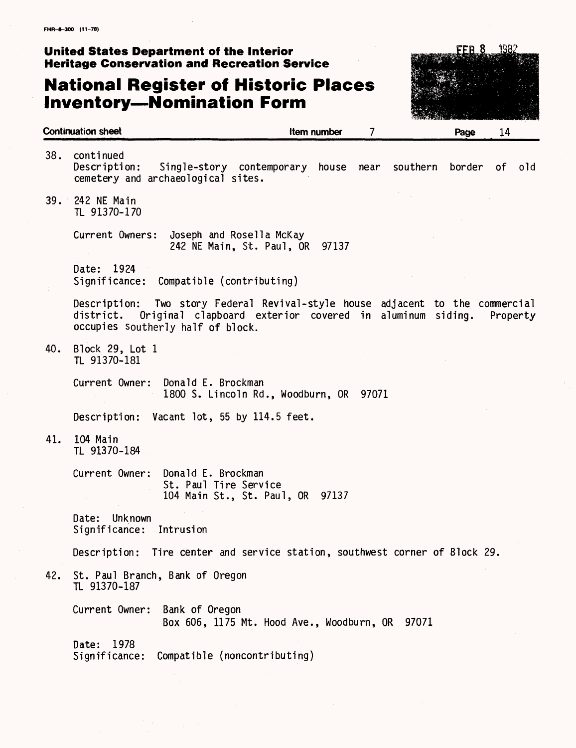FHR-8-300 (11-78)

**United States Department of the Interior**
**Heritage Conservation and Recreation Service**

# National Register of Historic Places Inventory—Nomination Form

FEB 8 1982

**Continuation sheet** **Item number** 7 **Page** 14

38. continued
    Description: Single-story contemporary house near southern border of old cemetery and archaeological sites.

39. 242 NE Main
    TL 91370-170

    Current Owners: Joseph and Rosella McKay
    242 NE Main, St. Paul, OR 97137

    Date: 1924
    Significance: Compatible (contributing)

    Description: Two story Federal Revival-style house adjacent to the commercial district. Original clapboard exterior covered in aluminum siding. Property occupies southerly half of block.

40. Block 29, Lot 1
    TL 91370-181

    Current Owner: Donald E. Brockman
    1800 S. Lincoln Rd., Woodburn, OR 97071

    Description: Vacant lot, 55 by 114.5 feet.

41. 104 Main
    TL 91370-184

    Current Owner: Donald E. Brockman
    St. Paul Tire Service
    104 Main St., St. Paul, OR 97137

    Date: Unknown
    Significance: Intrusion

    Description: Tire center and service station, southwest corner of Block 29.

42. St. Paul Branch, Bank of Oregon
    TL 91370-187

    Current Owner: Bank of Oregon
    Box 606, 1175 Mt. Hood Ave., Woodburn, OR 97071

    Date: 1978
    Significance: Compatible (noncontributing)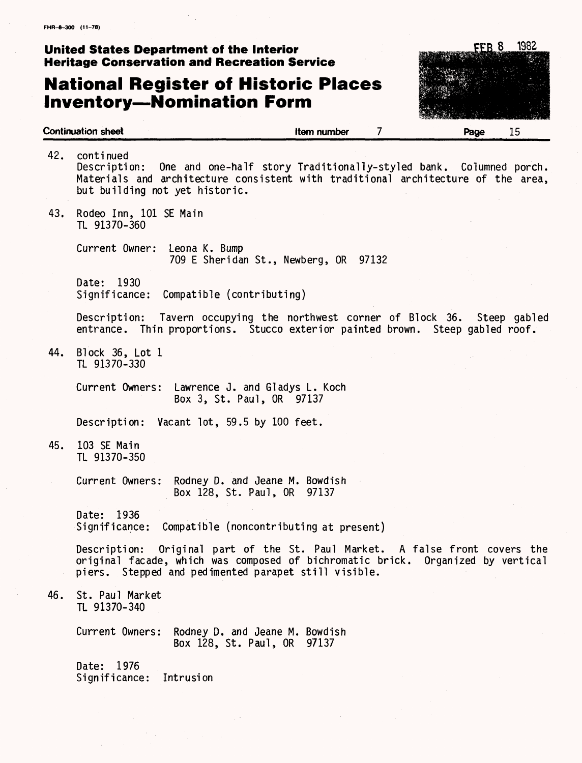42. continued

Description: One and one-half story Traditionally-styled bank. Columned porch. Materials and architecture consistent with traditional architecture of the area, but building not yet historic.

43. Rodeo Inn, 101 SE Main
TL 91370-360

Current Owner: Leona K. Bump
709 E Sheridan St., Newberg, OR 97132

Date: 1930
Significance: Compatible (contributing)

Description: Tavern occupying the northwest corner of Block 36. Steep gabled entrance. Thin proportions. Stucco exterior painted brown. Steep gabled roof.

44. Block 36, Lot 1
TL 91370-330

Current Owners: Lawrence J. and Gladys L. Koch
Box 3, St. Paul, OR 97137

Description: Vacant lot, 59.5 by 100 feet.

45. 103 SE Main
TL 91370-350

Current Owners: Rodney D. and Jeane M. Bowdish
Box 128, St. Paul, OR 97137

Date: 1936
Significance: Compatible (noncontributing at present)

Description: Original part of the St. Paul Market. A false front covers the original facade, which was composed of bichromatic brick. Organized by vertical piers. Stepped and pedimented parapet still visible.

46. St. Paul Market
TL 91370-340

Current Owners: Rodney D. and Jeane M. Bowdish
Box 128, St. Paul, OR 97137

Date: 1976
Significance: Intrusion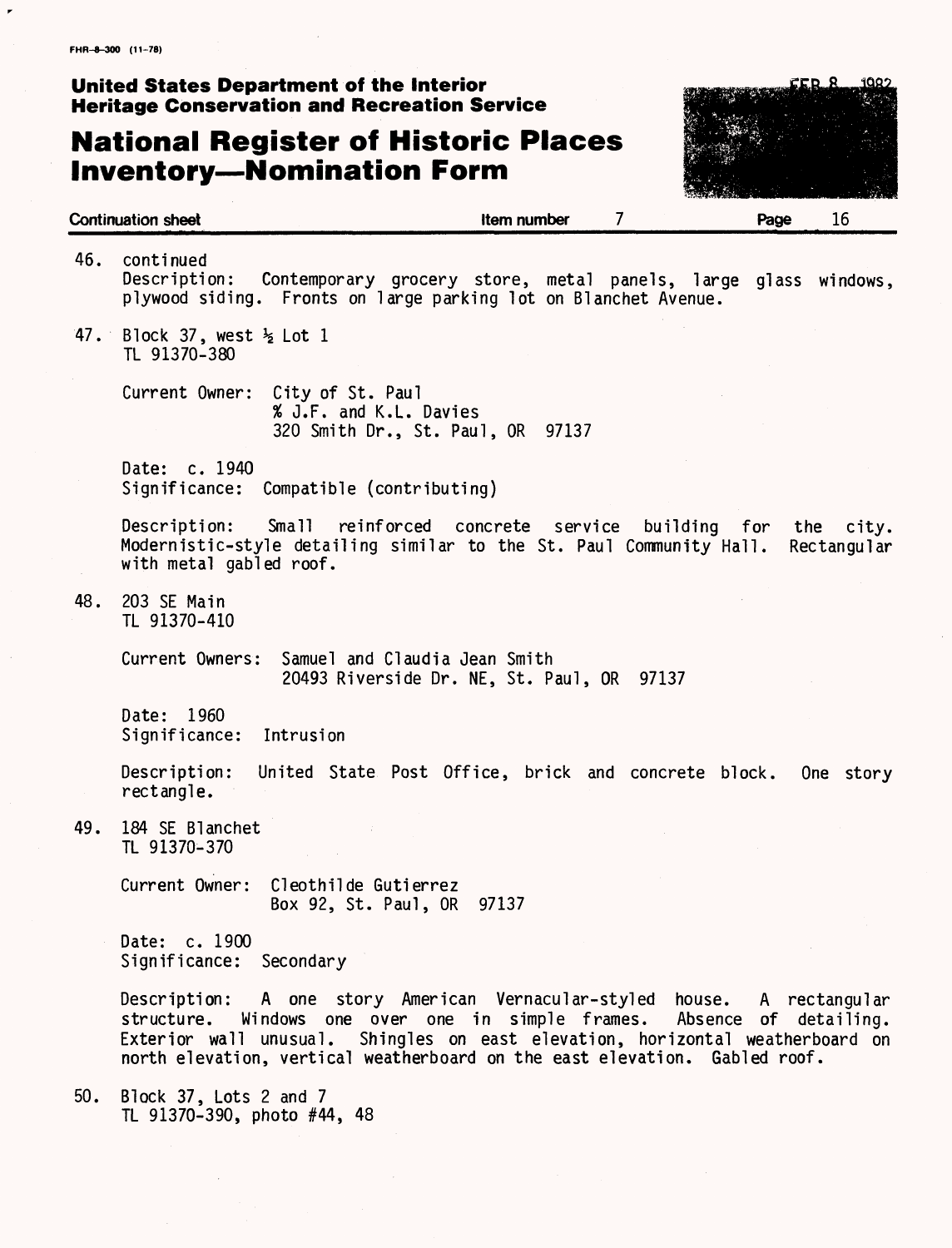**United States Department of the Interior**
**Heritage Conservation and Recreation Service**

# National Register of Historic Places Inventory—Nomination Form

Continuation sheet — Item number 7 — Page 16

46. continued
Description: Contemporary grocery store, metal panels, large glass windows, plywood siding. Fronts on large parking lot on Blanchet Avenue.

47. Block 37, west ½ Lot 1
TL 91370-380

Current Owner: City of St. Paul
% J.F. and K.L. Davies
320 Smith Dr., St. Paul, OR 97137

Date: c. 1940
Significance: Compatible (contributing)

Description: Small reinforced concrete service building for the city. Modernistic-style detailing similar to the St. Paul Community Hall. Rectangular with metal gabled roof.

48. 203 SE Main
TL 91370-410

Current Owners: Samuel and Claudia Jean Smith
20493 Riverside Dr. NE, St. Paul, OR 97137

Date: 1960
Significance: Intrusion

Description: United State Post Office, brick and concrete block. One story rectangle.

49. 184 SE Blanchet
TL 91370-370

Current Owner: Cleothilde Gutierrez
Box 92, St. Paul, OR 97137

Date: c. 1900
Significance: Secondary

Description: A one story American Vernacular-styled house. A rectangular structure. Windows one over one in simple frames. Absence of detailing. Exterior wall unusual. Shingles on east elevation, horizontal weatherboard on north elevation, vertical weatherboard on the east elevation. Gabled roof.

50. Block 37, Lots 2 and 7
TL 91370-390, photo #44, 48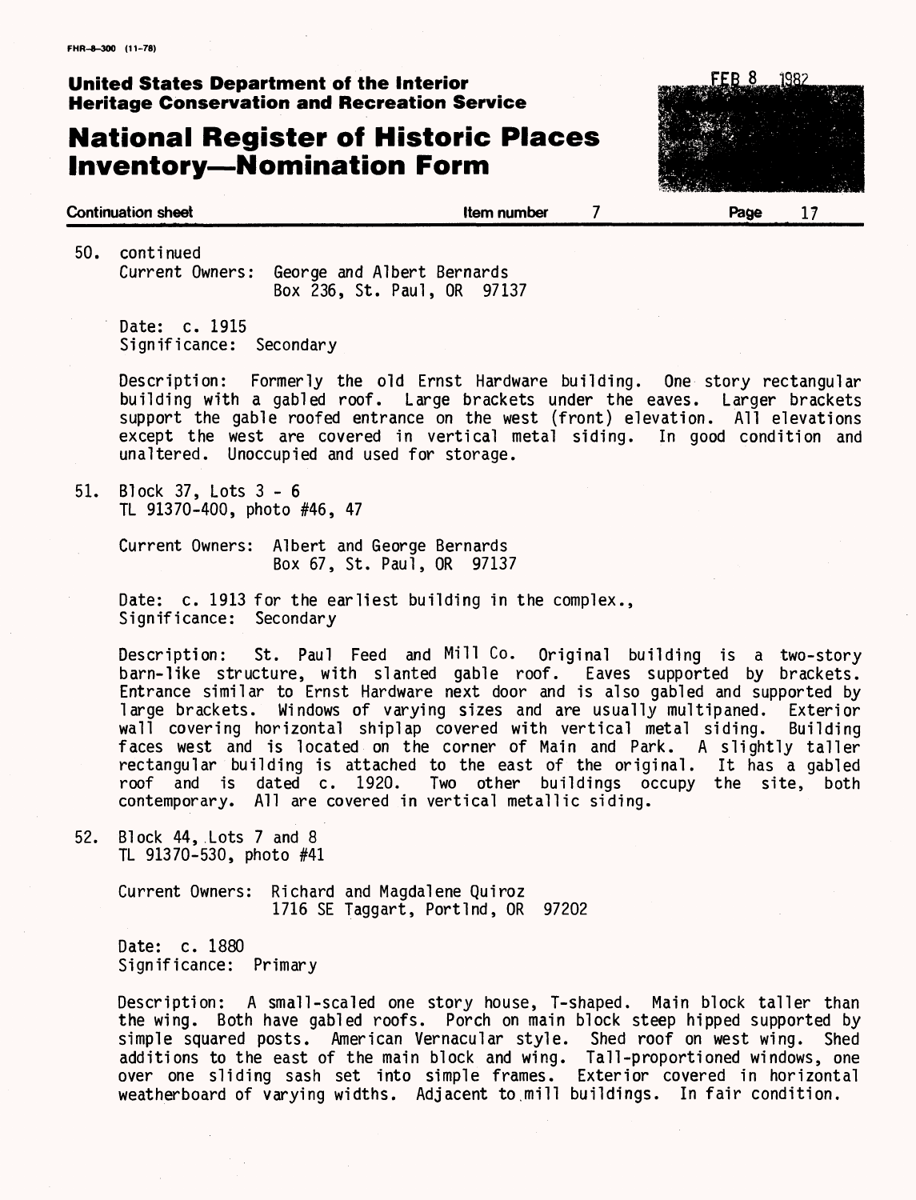FHR-8-300 (11-78)

**United States Department of the Interior**
**Heritage Conservation and Recreation Service**

# National Register of Historic Places Inventory—Nomination Form

FEB 8 1982

**Continuation sheet** **Item number** 7 **Page** 17

50. continued
    Current Owners: George and Albert Bernards
    Box 236, St. Paul, OR 97137

    Date: c. 1915
    Significance: Secondary

    Description: Formerly the old Ernst Hardware building. One story rectangular building with a gabled roof. Large brackets under the eaves. Larger brackets support the gable roofed entrance on the west (front) elevation. All elevations except the west are covered in vertical metal siding. In good condition and unaltered. Unoccupied and used for storage.

51. Block 37, Lots 3 - 6
    TL 91370-400, photo #46, 47

    Current Owners: Albert and George Bernards
    Box 67, St. Paul, OR 97137

    Date: c. 1913 for the earliest building in the complex.,
    Significance: Secondary

    Description: St. Paul Feed and Mill Co. Original building is a two-story barn-like structure, with slanted gable roof. Eaves supported by brackets. Entrance similar to Ernst Hardware next door and is also gabled and supported by large brackets. Windows of varying sizes and are usually multipaned. Exterior wall covering horizontal shiplap covered with vertical metal siding. Building faces west and is located on the corner of Main and Park. A slightly taller rectangular building is attached to the east of the original. It has a gabled roof and is dated c. 1920. Two other buildings occupy the site, both contemporary. All are covered in vertical metallic siding.

52. Block 44, Lots 7 and 8
    TL 91370-530, photo #41

    Current Owners: Richard and Magdalene Quiroz
    1716 SE Taggart, Portlnd, OR 97202

    Date: c. 1880
    Significance: Primary

    Description: A small-scaled one story house, T-shaped. Main block taller than the wing. Both have gabled roofs. Porch on main block steep hipped supported by simple squared posts. American Vernacular style. Shed roof on west wing. Shed additions to the east of the main block and wing. Tall-proportioned windows, one over one sliding sash set into simple frames. Exterior covered in horizontal weatherboard of varying widths. Adjacent to mill buildings. In fair condition.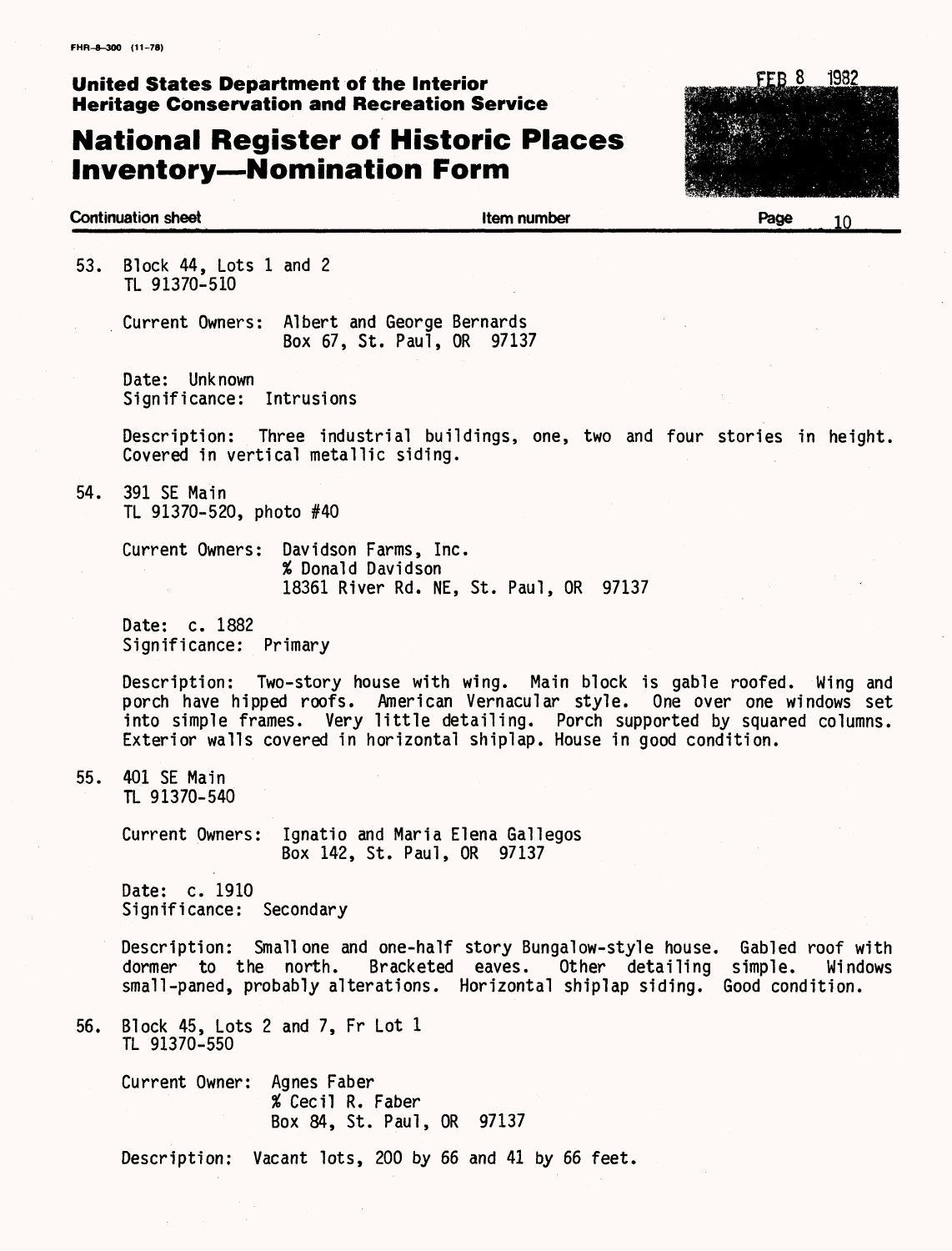FHR-8-300 (11-78)

**United States Department of the Interior**
**Heritage Conservation and Recreation Service**

# National Register of Historic Places Inventory—Nomination Form

FEB 8 1982

**Continuation sheet** **Item number** **Page** 10

53. Block 44, Lots 1 and 2
    TL 91370-510

    Current Owners: Albert and George Bernards
    Box 67, St. Paul, OR 97137

    Date: Unknown
    Significance: Intrusions

    Description: Three industrial buildings, one, two and four stories in height. Covered in vertical metallic siding.

54. 391 SE Main
    TL 91370-520, photo #40

    Current Owners: Davidson Farms, Inc.
    % Donald Davidson
    18361 River Rd. NE, St. Paul, OR 97137

    Date: c. 1882
    Significance: Primary

    Description: Two-story house with wing. Main block is gable roofed. Wing and porch have hipped roofs. American Vernacular style. One over one windows set into simple frames. Very little detailing. Porch supported by squared columns. Exterior walls covered in horizontal shiplap. House in good condition.

55. 401 SE Main
    TL 91370-540

    Current Owners: Ignatio and Maria Elena Gallegos
    Box 142, St. Paul, OR 97137

    Date: c. 1910
    Significance: Secondary

    Description: Small one and one-half story Bungalow-style house. Gabled roof with dormer to the north. Bracketed eaves. Other detailing simple. Windows small-paned, probably alterations. Horizontal shiplap siding. Good condition.

56. Block 45, Lots 2 and 7, Fr Lot 1
    TL 91370-550

    Current Owner: Agnes Faber
    % Cecil R. Faber
    Box 84, St. Paul, OR 97137

    Description: Vacant lots, 200 by 66 and 41 by 66 feet.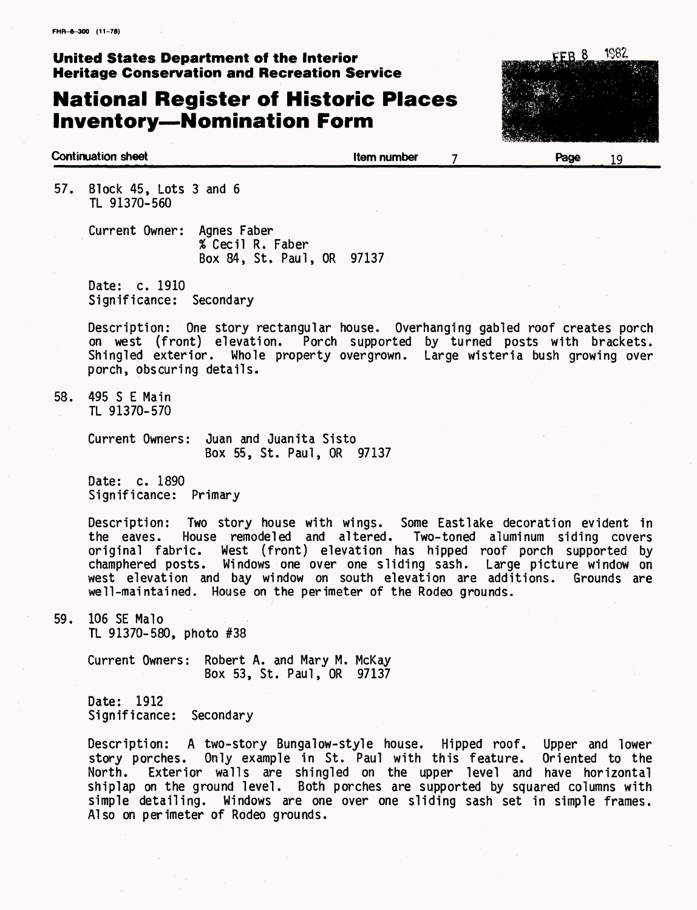57. Block 45, Lots 3 and 6
    TL 91370-560

    Current Owner: Agnes Faber
    % Cecil R. Faber
    Box 84, St. Paul, OR 97137

    Date: c. 1910
    Significance: Secondary

    Description: One story rectangular house. Overhanging gabled roof creates porch on west (front) elevation. Porch supported by turned posts with brackets. Shingled exterior. Whole property overgrown. Large wisteria bush growing over porch, obscuring details.

58. 495 S E Main
    TL 91370-570

    Current Owners: Juan and Juanita Sisto
    Box 55, St. Paul, OR 97137

    Date: c. 1890
    Significance: Primary

    Description: Two story house with wings. Some Eastlake decoration evident in the eaves. House remodeled and altered. Two-toned aluminum siding covers original fabric. West (front) elevation has hipped roof porch supported by champhered posts. Windows one over one sliding sash. Large picture window on west elevation and bay window on south elevation are additions. Grounds are well-maintained. House on the perimeter of the Rodeo grounds.

59. 106 SE Malo
    TL 91370-580, photo #38

    Current Owners: Robert A. and Mary M. McKay
    Box 53, St. Paul, OR 97137

    Date: 1912
    Significance: Secondary

    Description: A two-story Bungalow-style house. Hipped roof. Upper and lower story porches. Only example in St. Paul with this feature. Oriented to the North. Exterior walls are shingled on the upper level and have horizontal shiplap on the ground level. Both porches are supported by squared columns with simple detailing. Windows are one over one sliding sash set in simple frames. Also on perimeter of Rodeo grounds.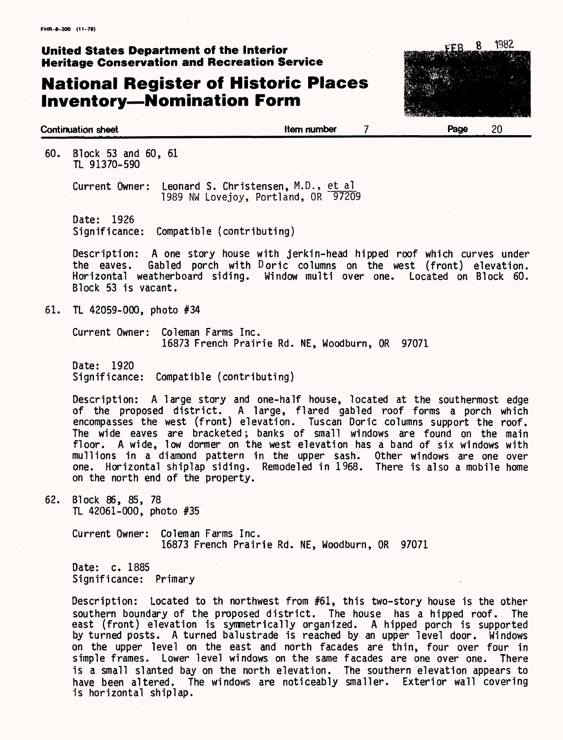FHR-8-300 (11-78)

**United States Department of the Interior**
**Heritage Conservation and Recreation Service**

# National Register of Historic Places Inventory—Nomination Form

FEB 8 1982

**Continuation sheet** **Item number** 7 **Page** 20

60. Block 53 and 60, 61
    TL 91370-590

    Current Owner: Leonard S. Christensen, M.D., et al
    1989 NW Lovejoy, Portland, OR 97209

    Date: 1926
    Significance: Compatible (contributing)

    Description: A one story house with jerkin-head hipped roof which curves under the eaves. Gabled porch with Doric columns on the west (front) elevation. Horizontal weatherboard siding. Window multi over one. Located on Block 60. Block 53 is vacant.

61. TL 42059-000, photo #34

    Current Owner: Coleman Farms Inc.
    16873 French Prairie Rd. NE, Woodburn, OR 97071

    Date: 1920
    Significance: Compatible (contributing)

    Description: A large story and one-half house, located at the southermost edge of the proposed district. A large, flared gabled roof forms a porch which encompasses the west (front) elevation. Tuscan Doric columns support the roof. The wide eaves are bracketed; banks of small windows are found on the main floor. A wide, low dormer on the west elevation has a band of six windows with mullions in a diamond pattern in the upper sash. Other windows are one over one. Horizontal shiplap siding. Remodeled in 1968. There is also a mobile home on the north end of the property.

62. Block 86, 85, 78
    TL 42061-000, photo #35

    Current Owner: Coleman Farms Inc.
    16873 French Prairie Rd. NE, Woodburn, OR 97071

    Date: c. 1885
    Significance: Primary

    Description: Located to th northwest from #61, this two-story house is the other southern boundary of the proposed district. The house has a hipped roof. The east (front) elevation is symmetrically organized. A hipped porch is supported by turned posts. A turned balustrade is reached by an upper level door. Windows on the upper level on the east and north facades are thin, four over four in simple frames. Lower level windows on the same facades are one over one. There is a small slanted bay on the north elevation. The southern elevation appears to have been altered. The windows are noticeably smaller. Exterior wall covering is horizontal shiplap.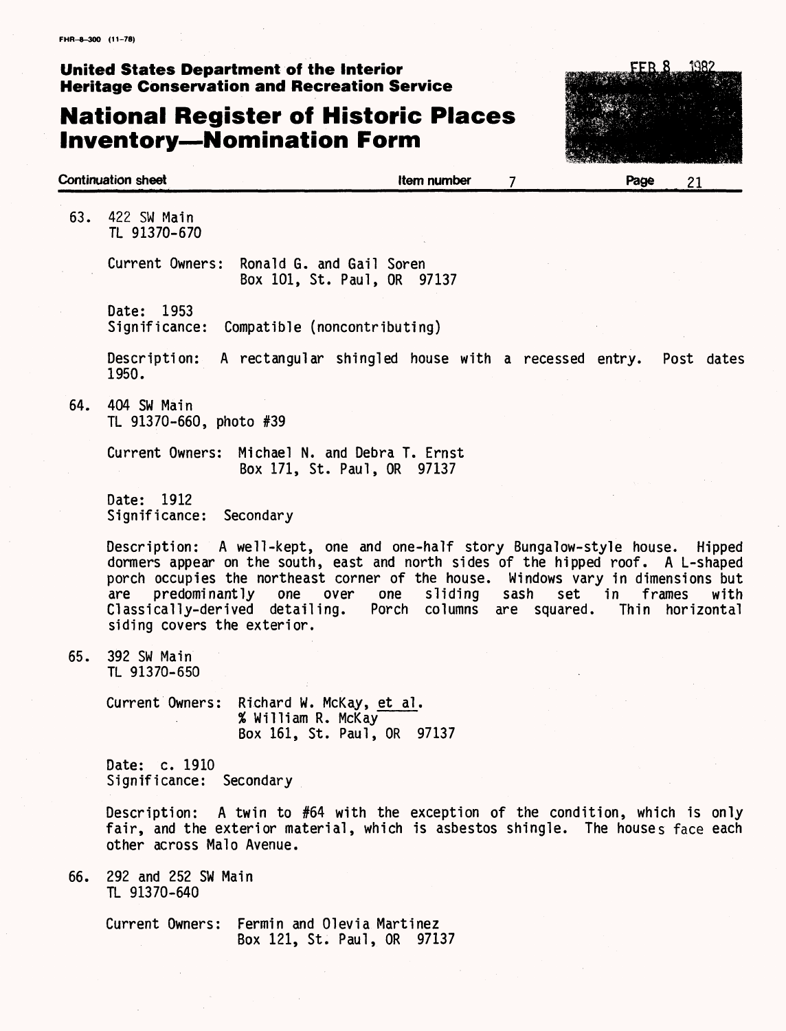FHR-8-300 (11-78)

**United States Department of the Interior**
**Heritage Conservation and Recreation Service**

# National Register of Historic Places Inventory—Nomination Form

FEB 8 1982

**Continuation sheet** | **Item number** 7 | **Page** 21

63. 422 SW Main
    TL 91370-670

    Current Owners: Ronald G. and Gail Soren
    Box 101, St. Paul, OR 97137

    Date: 1953
    Significance: Compatible (noncontributing)

    Description: A rectangular shingled house with a recessed entry. Post dates 1950.

64. 404 SW Main
    TL 91370-660, photo #39

    Current Owners: Michael N. and Debra T. Ernst
    Box 171, St. Paul, OR 97137

    Date: 1912
    Significance: Secondary

    Description: A well-kept, one and one-half story Bungalow-style house. Hipped dormers appear on the south, east and north sides of the hipped roof. A L-shaped porch occupies the northeast corner of the house. Windows vary in dimensions but are predominantly one over one sliding sash set in frames with Classically-derived detailing. Porch columns are squared. Thin horizontal siding covers the exterior.

65. 392 SW Main
    TL 91370-650

    Current Owners: Richard W. McKay, <u>et al</u>.
    % William R. McKay
    Box 161, St. Paul, OR 97137

    Date: c. 1910
    Significance: Secondary

    Description: A twin to #64 with the exception of the condition, which is only fair, and the exterior material, which is asbestos shingle. The houses face each other across Malo Avenue.

66. 292 and 252 SW Main
    TL 91370-640

    Current Owners: Fermin and Olevia Martinez
    Box 121, St. Paul, OR 97137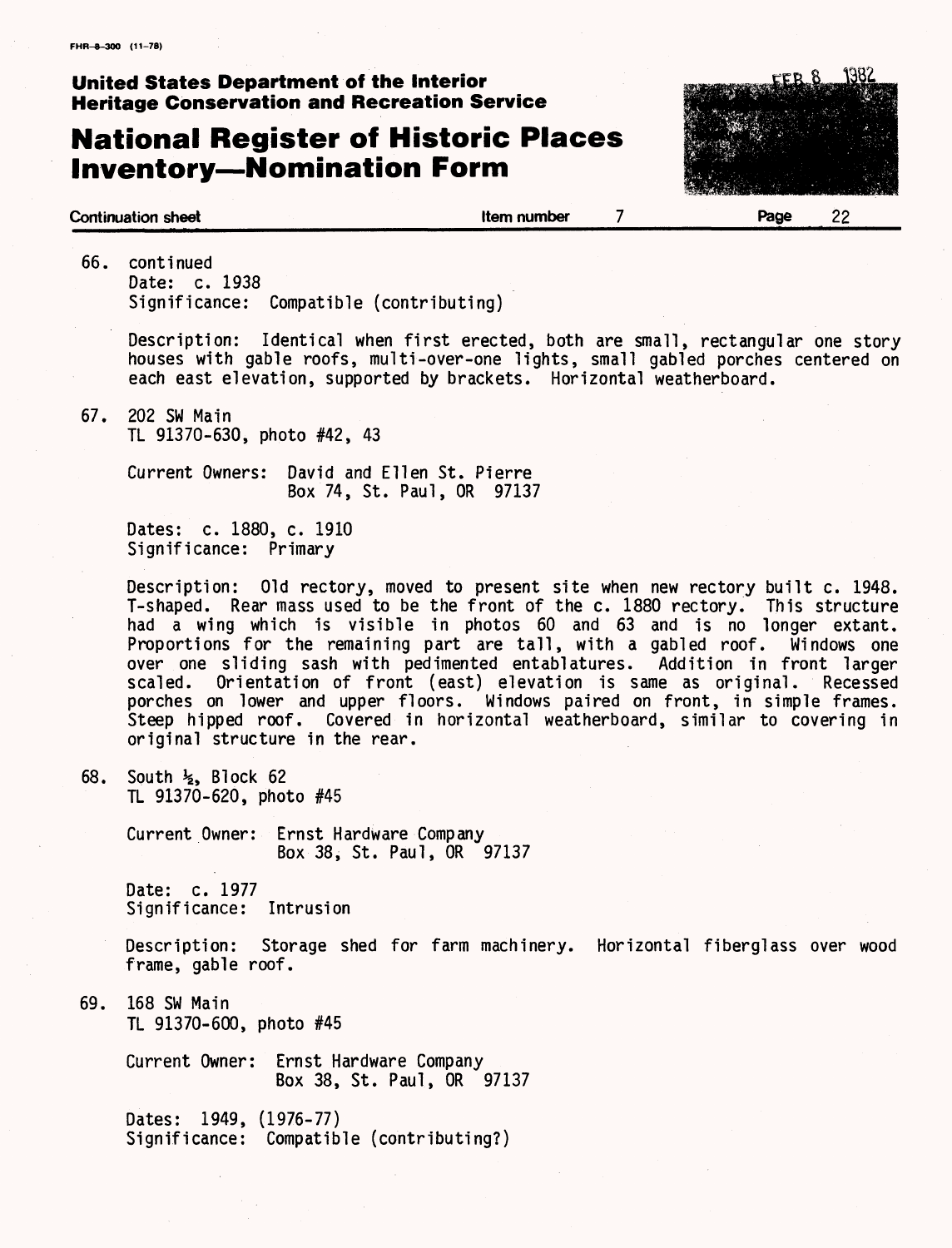66. continued
    Date: c. 1938
    Significance: Compatible (contributing)

    Description: Identical when first erected, both are small, rectangular one story houses with gable roofs, multi-over-one lights, small gabled porches centered on each east elevation, supported by brackets. Horizontal weatherboard.

67. 202 SW Main
    TL 91370-630, photo #42, 43

    Current Owners: David and Ellen St. Pierre
    Box 74, St. Paul, OR 97137

    Dates: c. 1880, c. 1910
    Significance: Primary

    Description: Old rectory, moved to present site when new rectory built c. 1948. T-shaped. Rear mass used to be the front of the c. 1880 rectory. This structure had a wing which is visible in photos 60 and 63 and is no longer extant. Proportions for the remaining part are tall, with a gabled roof. Windows one over one sliding sash with pedimented entablatures. Addition in front larger scaled. Orientation of front (east) elevation is same as original. Recessed porches on lower and upper floors. Windows paired on front, in simple frames. Steep hipped roof. Covered in horizontal weatherboard, similar to covering in original structure in the rear.

68. South ½, Block 62
    TL 91370-620, photo #45

    Current Owner: Ernst Hardware Company
    Box 38, St. Paul, OR 97137

    Date: c. 1977
    Significance: Intrusion

    Description: Storage shed for farm machinery. Horizontal fiberglass over wood frame, gable roof.

69. 168 SW Main
    TL 91370-600, photo #45

    Current Owner: Ernst Hardware Company
    Box 38, St. Paul, OR 97137

    Dates: 1949, (1976-77)
    Significance: Compatible (contributing?)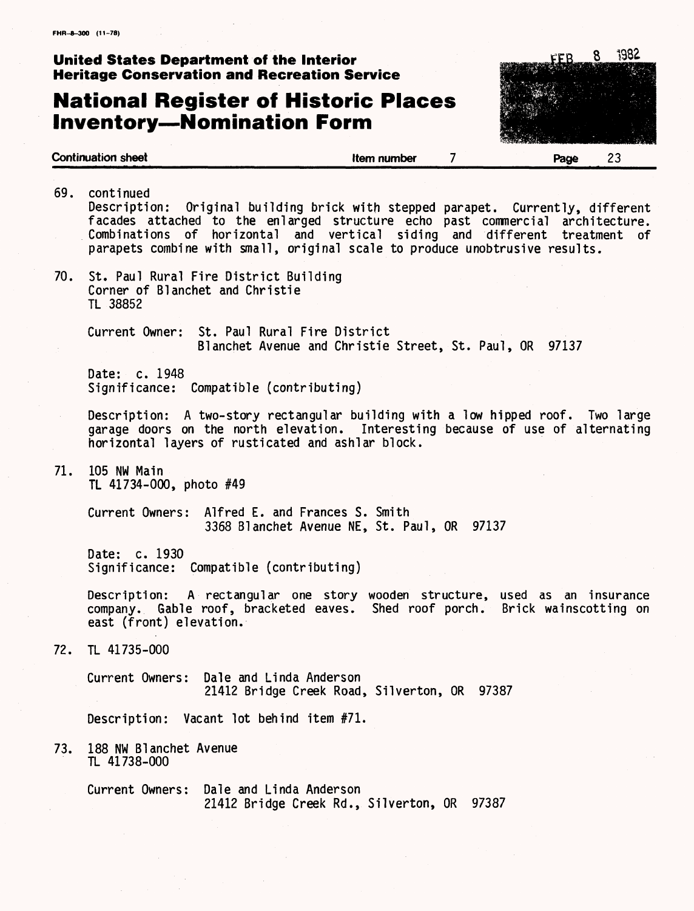69. continued

Description: Original building brick with stepped parapet. Currently, different facades attached to the enlarged structure echo past commercial architecture. Combinations of horizontal and vertical siding and different treatment of parapets combine with small, original scale to produce unobtrusive results.

70. St. Paul Rural Fire District Building
Corner of Blanchet and Christie
TL 38852

Current Owner: St. Paul Rural Fire District
Blanchet Avenue and Christie Street, St. Paul, OR 97137

Date: c. 1948
Significance: Compatible (contributing)

Description: A two-story rectangular building with a low hipped roof. Two large garage doors on the north elevation. Interesting because of use of alternating horizontal layers of rusticated and ashlar block.

71. 105 NW Main
TL 41734-000, photo #49

Current Owners: Alfred E. and Frances S. Smith
3368 Blanchet Avenue NE, St. Paul, OR 97137

Date: c. 1930
Significance: Compatible (contributing)

Description: A rectangular one story wooden structure, used as an insurance company. Gable roof, bracketed eaves. Shed roof porch. Brick wainscotting on east (front) elevation.

72. TL 41735-000

Current Owners: Dale and Linda Anderson
21412 Bridge Creek Road, Silverton, OR 97387

Description: Vacant lot behind item #71.

73. 188 NW Blanchet Avenue
TL 41738-000

Current Owners: Dale and Linda Anderson
21412 Bridge Creek Rd., Silverton, OR 97387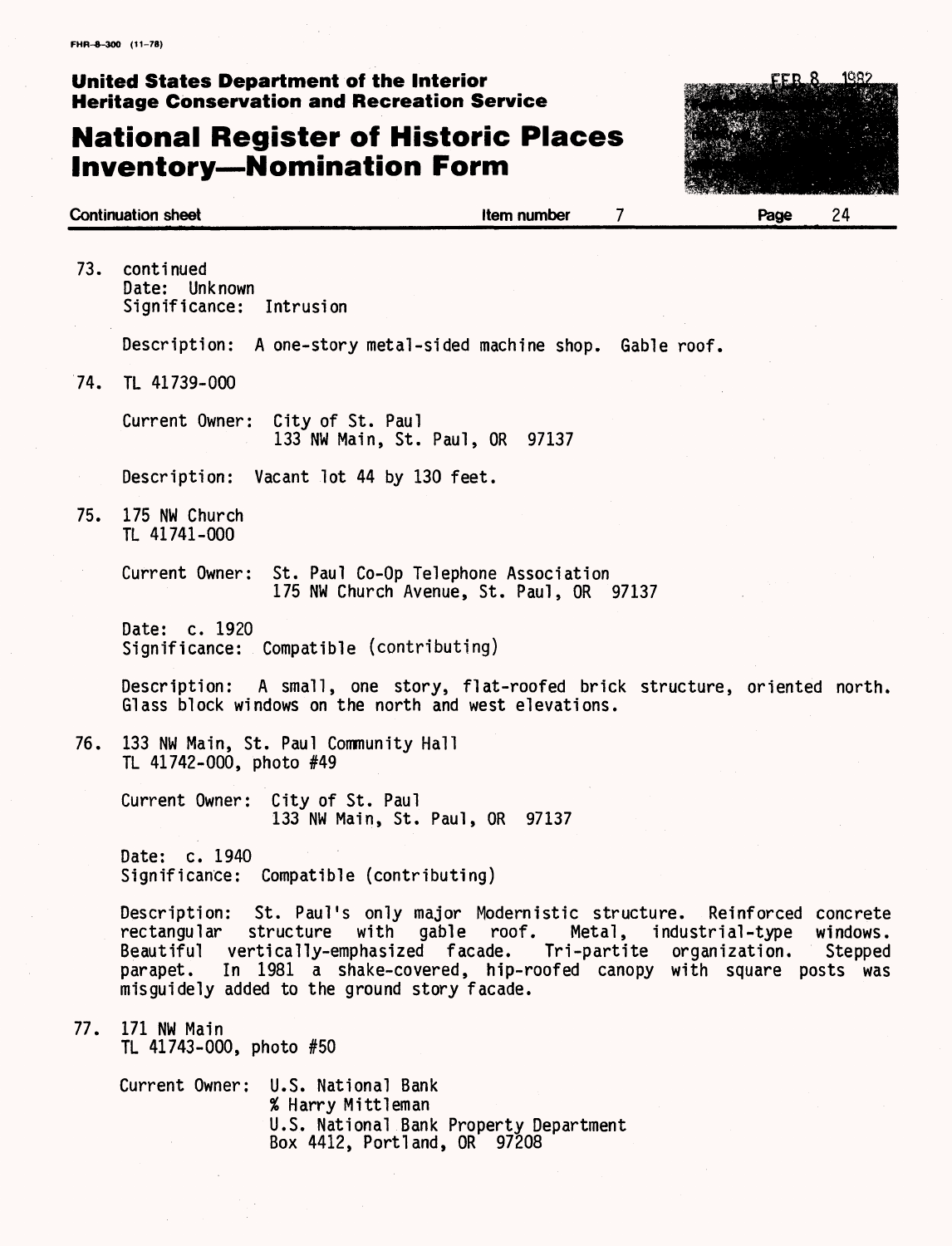73. continued
   Date: Unknown
   Significance: Intrusion

   Description: A one-story metal-sided machine shop. Gable roof.

74. TL 41739-000

   Current Owner: City of St. Paul
   133 NW Main, St. Paul, OR 97137

   Description: Vacant lot 44 by 130 feet.

75. 175 NW Church
   TL 41741-000

   Current Owner: St. Paul Co-Op Telephone Association
   175 NW Church Avenue, St. Paul, OR 97137

   Date: c. 1920
   Significance: Compatible (contributing)

   Description: A small, one story, flat-roofed brick structure, oriented north. Glass block windows on the north and west elevations.

76. 133 NW Main, St. Paul Community Hall
   TL 41742-000, photo #49

   Current Owner: City of St. Paul
   133 NW Main, St. Paul, OR 97137

   Date: c. 1940
   Significance: Compatible (contributing)

   Description: St. Paul's only major Modernistic structure. Reinforced concrete rectangular structure with gable roof. Metal, industrial-type windows. Beautiful vertically-emphasized facade. Tri-partite organization. Stepped parapet. In 1981 a shake-covered, hip-roofed canopy with square posts was misguidely added to the ground story facade.

77. 171 NW Main
   TL 41743-000, photo #50

   Current Owner: U.S. National Bank
   % Harry Mittleman
   U.S. National Bank Property Department
   Box 4412, Portland, OR 97208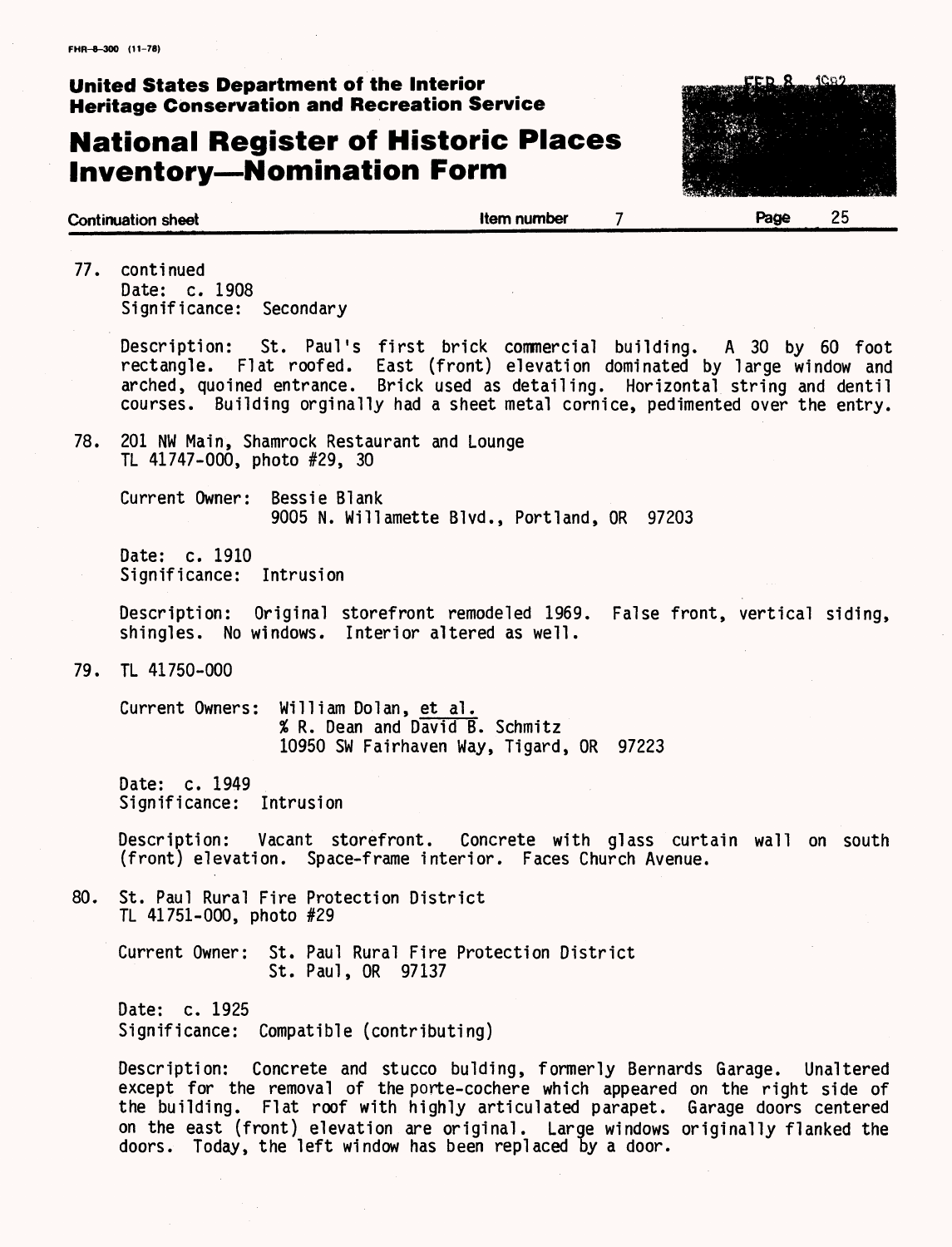FHR-8-300 (11-78)

**United States Department of the Interior**
**Heritage Conservation and Recreation Service**

# National Register of Historic Places Inventory—Nomination Form

**Continuation sheet** **Item number** 7 **Page** 25

77. continued
    Date: c. 1908
    Significance: Secondary

    Description: St. Paul's first brick commercial building. A 30 by 60 foot rectangle. Flat roofed. East (front) elevation dominated by large window and arched, quoined entrance. Brick used as detailing. Horizontal string and dentil courses. Building orginally had a sheet metal cornice, pedimented over the entry.

78. 201 NW Main, Shamrock Restaurant and Lounge
    TL 41747-000, photo #29, 30

    Current Owner: Bessie Blank
    9005 N. Willamette Blvd., Portland, OR 97203

    Date: c. 1910
    Significance: Intrusion

    Description: Original storefront remodeled 1969. False front, vertical siding, shingles. No windows. Interior altered as well.

79. TL 41750-000

    Current Owners: William Dolan, et al.
    % R. Dean and David B. Schmitz
    10950 SW Fairhaven Way, Tigard, OR 97223

    Date: c. 1949
    Significance: Intrusion

    Description: Vacant storefront. Concrete with glass curtain wall on south (front) elevation. Space-frame interior. Faces Church Avenue.

80. St. Paul Rural Fire Protection District
    TL 41751-000, photo #29

    Current Owner: St. Paul Rural Fire Protection District
    St. Paul, OR 97137

    Date: c. 1925
    Significance: Compatible (contributing)

    Description: Concrete and stucco building, formerly Bernards Garage. Unaltered except for the removal of the porte-cochere which appeared on the right side of the building. Flat roof with highly articulated parapet. Garage doors centered on the east (front) elevation are original. Large windows originally flanked the doors. Today, the left window has been replaced by a door.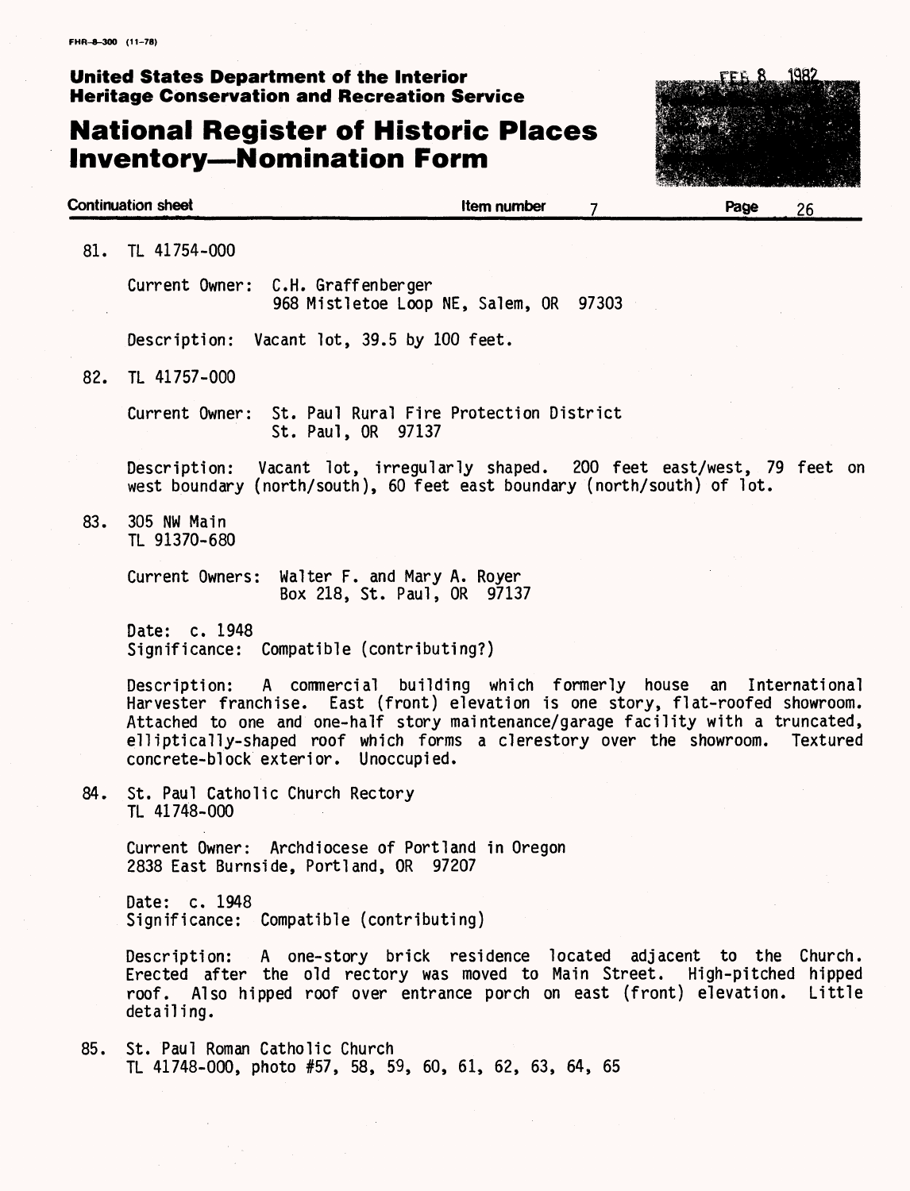81. TL 41754-000

Current Owner: C.H. Graffenberger
968 Mistletoe Loop NE, Salem, OR 97303

Description: Vacant lot, 39.5 by 100 feet.

82. TL 41757-000

Current Owner: St. Paul Rural Fire Protection District
St. Paul, OR 97137

Description: Vacant lot, irregularly shaped. 200 feet east/west, 79 feet on west boundary (north/south), 60 feet east boundary (north/south) of lot.

83. 305 NW Main
TL 91370-680

Current Owners: Walter F. and Mary A. Royer
Box 218, St. Paul, OR 97137

Date: c. 1948
Significance: Compatible (contributing?)

Description: A commercial building which formerly house an International Harvester franchise. East (front) elevation is one story, flat-roofed showroom. Attached to one and one-half story maintenance/garage facility with a truncated, elliptically-shaped roof which forms a clerestory over the showroom. Textured concrete-block exterior. Unoccupied.

84. St. Paul Catholic Church Rectory
TL 41748-000

Current Owner: Archdiocese of Portland in Oregon
2838 East Burnside, Portland, OR 97207

Date: c. 1948
Significance: Compatible (contributing)

Description: A one-story brick residence located adjacent to the Church. Erected after the old rectory was moved to Main Street. High-pitched hipped roof. Also hipped roof over entrance porch on east (front) elevation. Little detailing.

85. St. Paul Roman Catholic Church
TL 41748-000, photo #57, 58, 59, 60, 61, 62, 63, 64, 65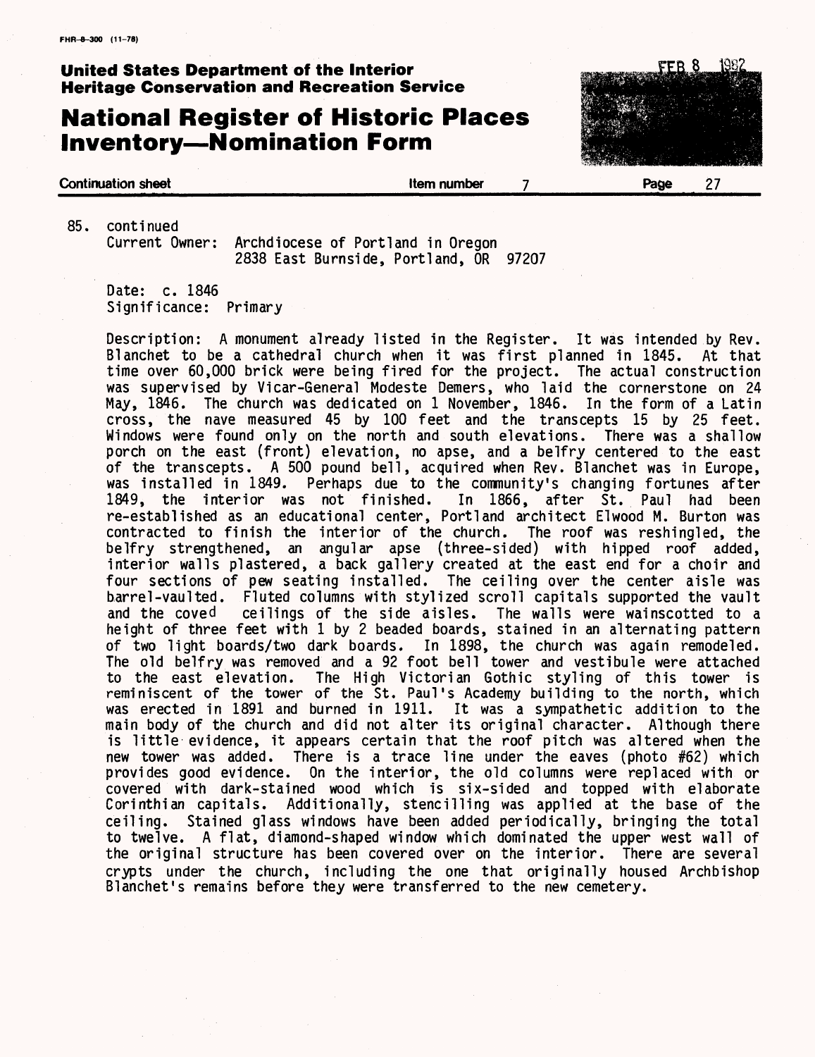FHR-8-300 (11-78)

**United States Department of the Interior**
**Heritage Conservation and Recreation Service**

# National Register of Historic Places Inventory—Nomination Form

FEB 8 1982

**Continuation sheet** **Item number** 7 **Page** 27

85. continued
Current Owner: Archdiocese of Portland in Oregon
2838 East Burnside, Portland, OR 97207

Date: c. 1846
Significance: Primary

Description: A monument already listed in the Register. It was intended by Rev. Blanchet to be a cathedral church when it was first planned in 1845. At that time over 60,000 brick were being fired for the project. The actual construction was supervised by Vicar-General Modeste Demers, who laid the cornerstone on 24 May, 1846. The church was dedicated on 1 November, 1846. In the form of a Latin cross, the nave measured 45 by 100 feet and the transcepts 15 by 25 feet. Windows were found only on the north and south elevations. There was a shallow porch on the east (front) elevation, no apse, and a belfry centered to the east of the transcepts. A 500 pound bell, acquired when Rev. Blanchet was in Europe, was installed in 1849. Perhaps due to the community's changing fortunes after 1849, the interior was not finished. In 1866, after St. Paul had been re-established as an educational center, Portland architect Elwood M. Burton was contracted to finish the interior of the church. The roof was reshingled, the belfry strengthened, an angular apse (three-sided) with hipped roof added, interior walls plastered, a back gallery created at the east end for a choir and four sections of pew seating installed. The ceiling over the center aisle was barrel-vaulted. Fluted columns with stylized scroll capitals supported the vault and the coved ceilings of the side aisles. The walls were wainscotted to a height of three feet with 1 by 2 beaded boards, stained in an alternating pattern of two light boards/two dark boards. In 1898, the church was again remodeled. The old belfry was removed and a 92 foot bell tower and vestibule were attached to the east elevation. The High Victorian Gothic styling of this tower is reminiscent of the tower of the St. Paul's Academy building to the north, which was erected in 1891 and burned in 1911. It was a sympathetic addition to the main body of the church and did not alter its original character. Although there is little evidence, it appears certain that the roof pitch was altered when the new tower was added. There is a trace line under the eaves (photo #62) which provides good evidence. On the interior, the old columns were replaced with or covered with dark-stained wood which is six-sided and topped with elaborate Corinthian capitals. Additionally, stencilling was applied at the base of the ceiling. Stained glass windows have been added periodically, bringing the total to twelve. A flat, diamond-shaped window which dominated the upper west wall of the original structure has been covered over on the interior. There are several crypts under the church, including the one that originally housed Archbishop Blanchet's remains before they were transferred to the new cemetery.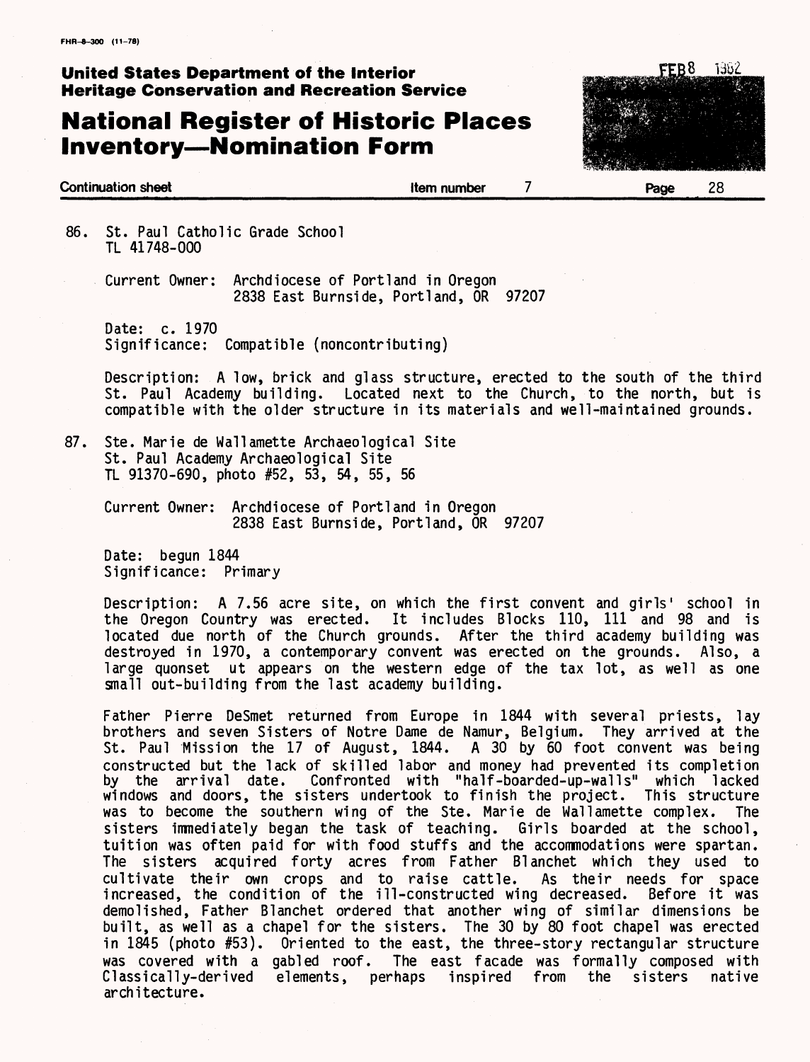86. St. Paul Catholic Grade School
TL 41748-000

Current Owner: Archdiocese of Portland in Oregon
2838 East Burnside, Portland, OR 97207

Date: c. 1970
Significance: Compatible (noncontributing)

Description: A low, brick and glass structure, erected to the south of the third St. Paul Academy building. Located next to the Church, to the north, but is compatible with the older structure in its materials and well-maintained grounds.

87. Ste. Marie de Wallamette Archaeological Site
St. Paul Academy Archaeological Site
TL 91370-690, photo #52, 53, 54, 55, 56

Current Owner: Archdiocese of Portland in Oregon
2838 East Burnside, Portland, OR 97207

Date: begun 1844
Significance: Primary

Description: A 7.56 acre site, on which the first convent and girls' school in the Oregon Country was erected. It includes Blocks 110, 111 and 98 and is located due north of the Church grounds. After the third academy building was destroyed in 1970, a contemporary convent was erected on the grounds. Also, a large quonset ut appears on the western edge of the tax lot, as well as one small out-building from the last academy building.

Father Pierre DeSmet returned from Europe in 1844 with several priests, lay brothers and seven Sisters of Notre Dame de Namur, Belgium. They arrived at the St. Paul Mission the 17 of August, 1844. A 30 by 60 foot convent was being constructed but the lack of skilled labor and money had prevented its completion by the arrival date. Confronted with "half-boarded-up-walls" which lacked windows and doors, the sisters undertook to finish the project. This structure was to become the southern wing of the Ste. Marie de Wallamette complex. The sisters immediately began the task of teaching. Girls boarded at the school, tuition was often paid for with food stuffs and the accommodations were spartan. The sisters acquired forty acres from Father Blanchet which they used to cultivate their own crops and to raise cattle. As their needs for space increased, the condition of the ill-constructed wing decreased. Before it was demolished, Father Blanchet ordered that another wing of similar dimensions be built, as well as a chapel for the sisters. The 30 by 80 foot chapel was erected in 1845 (photo #53). Oriented to the east, the three-story rectangular structure was covered with a gabled roof. The east facade was formally composed with Classically-derived elements, perhaps inspired from the sisters native architecture.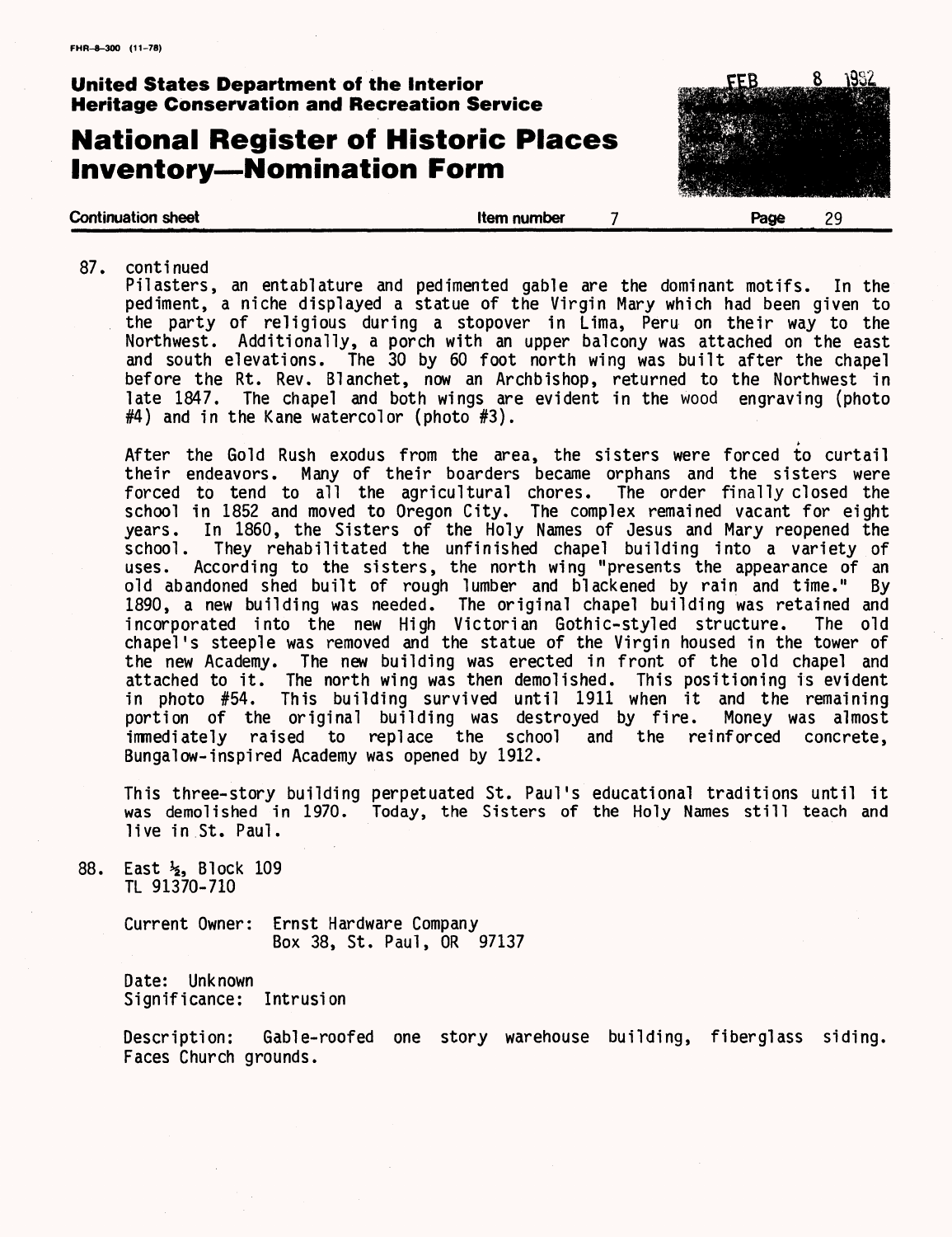87. continued

Pilasters, an entablature and pedimented gable are the dominant motifs. In the pediment, a niche displayed a statue of the Virgin Mary which had been given to the party of religious during a stopover in Lima, Peru on their way to the Northwest. Additionally, a porch with an upper balcony was attached on the east and south elevations. The 30 by 60 foot north wing was built after the chapel before the Rt. Rev. Blanchet, now an Archbishop, returned to the Northwest in late 1847. The chapel and both wings are evident in the wood engraving (photo #4) and in the Kane watercolor (photo #3).

After the Gold Rush exodus from the area, the sisters were forced to curtail their endeavors. Many of their boarders became orphans and the sisters were forced to tend to all the agricultural chores. The order finally closed the school in 1852 and moved to Oregon City. The complex remained vacant for eight years. In 1860, the Sisters of the Holy Names of Jesus and Mary reopened the school. They rehabilitated the unfinished chapel building into a variety of uses. According to the sisters, the north wing "presents the appearance of an old abandoned shed built of rough lumber and blackened by rain and time." By 1890, a new building was needed. The original chapel building was retained and incorporated into the new High Victorian Gothic-styled structure. The old chapel's steeple was removed and the statue of the Virgin housed in the tower of the new Academy. The new building was erected in front of the old chapel and attached to it. The north wing was then demolished. This positioning is evident in photo #54. This building survived until 1911 when it and the remaining portion of the original building was destroyed by fire. Money was almost immediately raised to replace the school and the reinforced concrete, Bungalow-inspired Academy was opened by 1912.

This three-story building perpetuated St. Paul's educational traditions until it was demolished in 1970. Today, the Sisters of the Holy Names still teach and live in St. Paul.

88. East ½, Block 109
TL 91370-710

Current Owner: Ernst Hardware Company
Box 38, St. Paul, OR 97137

Date: Unknown
Significance: Intrusion

Description: Gable-roofed one story warehouse building, fiberglass siding. Faces Church grounds.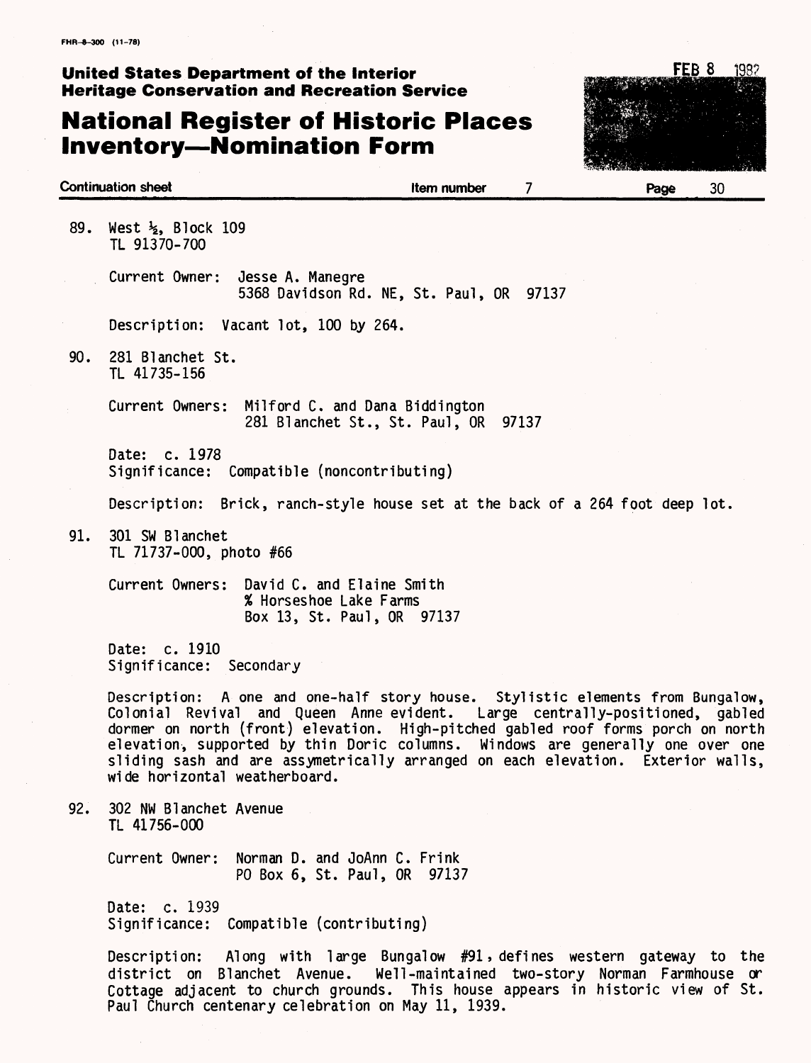FHR-8-300 (11-78)

**United States Department of the Interior**
**Heritage Conservation and Recreation Service**

# National Register of Historic Places Inventory—Nomination Form

FEB 8 1982

**Continuation sheet** **Item number** 7 **Page** 30

89. West ½, Block 109
TL 91370-700

Current Owner: Jesse A. Manegre
5368 Davidson Rd. NE, St. Paul, OR 97137

Description: Vacant lot, 100 by 264.

90. 281 Blanchet St.
TL 41735-156

Current Owners: Milford C. and Dana Biddington
281 Blanchet St., St. Paul, OR 97137

Date: c. 1978
Significance: Compatible (noncontributing)

Description: Brick, ranch-style house set at the back of a 264 foot deep lot.

91. 301 SW Blanchet
TL 71737-000, photo #66

Current Owners: David C. and Elaine Smith
% Horseshoe Lake Farms
Box 13, St. Paul, OR 97137

Date: c. 1910
Significance: Secondary

Description: A one and one-half story house. Stylistic elements from Bungalow, Colonial Revival and Queen Anne evident. Large centrally-positioned, gabled dormer on north (front) elevation. High-pitched gabled roof forms porch on north elevation, supported by thin Doric columns. Windows are generally one over one sliding sash and are assymetrically arranged on each elevation. Exterior walls, wide horizontal weatherboard.

92. 302 NW Blanchet Avenue
TL 41756-000

Current Owner: Norman D. and JoAnn C. Frink
PO Box 6, St. Paul, OR 97137

Date: c. 1939
Significance: Compatible (contributing)

Description: Along with large Bungalow #91, defines western gateway to the district on Blanchet Avenue. Well-maintained two-story Norman Farmhouse or Cottage adjacent to church grounds. This house appears in historic view of St. Paul Church centenary celebration on May 11, 1939.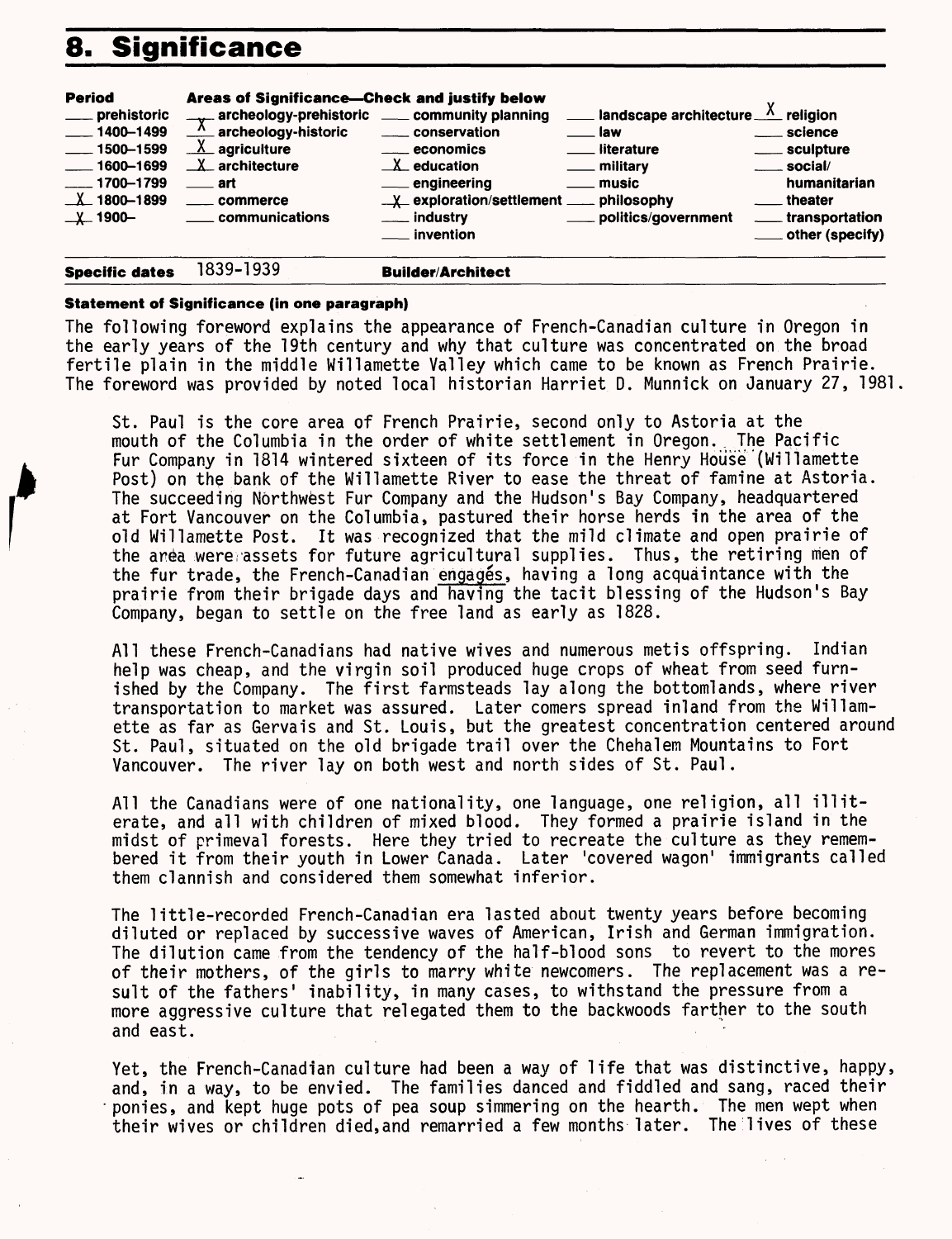# 8. Significance

| Period | Areas of Significance—Check and justify below | | | |
|---|---|---|---|---|
| ___ prehistoric | _X_ archeology-prehistoric | ___ community planning | ___ landscape architecture | _X_ religion |
| ___ 1400–1499 | _X_ archeology-historic | ___ conservation | ___ law | ___ science |
| ___ 1500–1599 | _X_ agriculture | ___ economics | ___ literature | ___ sculpture |
| ___ 1600–1699 | _X_ architecture | _X_ education | ___ military | ___ social/humanitarian |
| ___ 1700–1799 | ___ art | ___ engineering | ___ music | ___ theater |
| _X_ 1800–1899 | ___ commerce | _X_ exploration/settlement | ___ philosophy | ___ transportation |
| _X_ 1900– | ___ communications | ___ industry | ___ politics/government | ___ other (specify) |
| | | ___ invention | | |

**Specific dates** 1839-1939 **Builder/Architect**

**Statement of Significance (in one paragraph)**

The following foreword explains the appearance of French-Canadian culture in Oregon in the early years of the 19th century and why that culture was concentrated on the broad fertile plain in the middle Willamette Valley which came to be known as French Prairie. The foreword was provided by noted local historian Harriet D. Munnick on January 27, 1981.

St. Paul is the core area of French Prairie, second only to Astoria at the mouth of the Columbia in the order of white settlement in Oregon. The Pacific Fur Company in 1814 wintered sixteen of its force in the Henry House (Willamette Post) on the bank of the Willamette River to ease the threat of famine at Astoria. The succeeding Northwest Fur Company and the Hudson's Bay Company, headquartered at Fort Vancouver on the Columbia, pastured their horse herds in the area of the old Willamette Post. It was recognized that the mild climate and open prairie of the area were assets for future agricultural supplies. Thus, the retiring men of the fur trade, the French-Canadian engagés, having a long acquaintance with the prairie from their brigade days and having the tacit blessing of the Hudson's Bay Company, began to settle on the free land as early as 1828.

All these French-Canadians had native wives and numerous metis offspring. Indian help was cheap, and the virgin soil produced huge crops of wheat from seed furnished by the Company. The first farmsteads lay along the bottomlands, where river transportation to market was assured. Later comers spread inland from the Willamette as far as Gervais and St. Louis, but the greatest concentration centered around St. Paul, situated on the old brigade trail over the Chehalem Mountains to Fort Vancouver. The river lay on both west and north sides of St. Paul.

All the Canadians were of one nationality, one language, one religion, all illiterate, and all with children of mixed blood. They formed a prairie island in the midst of primeval forests. Here they tried to recreate the culture as they remembered it from their youth in Lower Canada. Later 'covered wagon' immigrants called them clannish and considered them somewhat inferior.

The little-recorded French-Canadian era lasted about twenty years before becoming diluted or replaced by successive waves of American, Irish and German immigration. The dilution came from the tendency of the half-blood sons to revert to the mores of their mothers, of the girls to marry white newcomers. The replacement was a result of the fathers' inability, in many cases, to withstand the pressure from a more aggressive culture that relegated them to the backwoods farther to the south and east.

Yet, the French-Canadian culture had been a way of life that was distinctive, happy, and, in a way, to be envied. The families danced and fiddled and sang, raced their ponies, and kept huge pots of pea soup simmering on the hearth. The men wept when their wives or children died, and remarried a few months later. The lives of these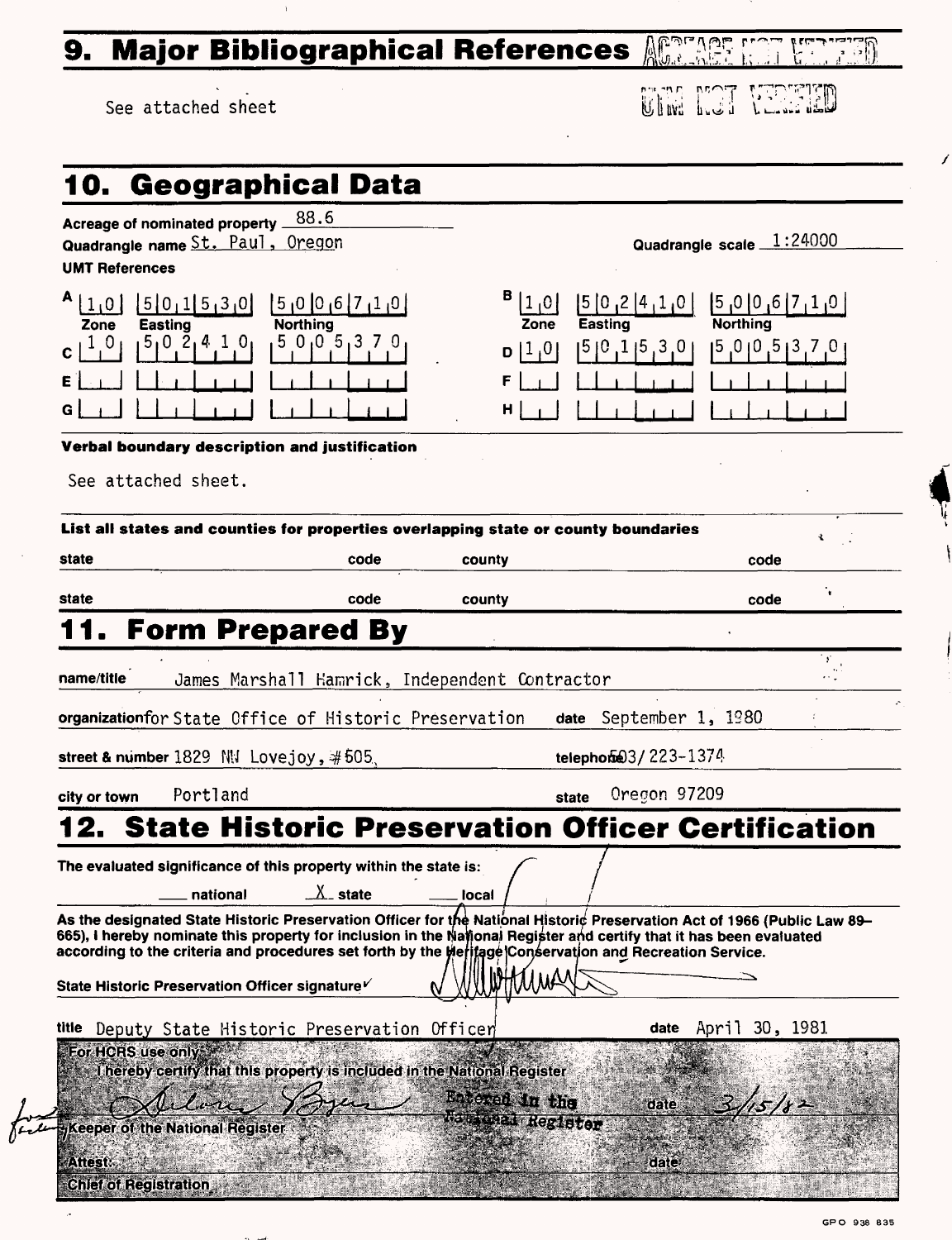## 9. Major Bibliographical References

ACREAGE NOT VERIFIED

UTM NOT VERIFIED

See attached sheet

## 10. Geographical Data

Acreage of nominated property 88.6

Quadrangle name St. Paul, Oregon

Quadrangle scale 1:24000

UMT References

| | Zone | Easting | Northing |
|---|---|---|---|
| A | 1 0 | 5 0 1 5 3 0 | 5 0 0 6 7 1 0 |
| B | 1 0 | 5 0 2 4 1 0 | 5 0 0 6 7 1 0 |
| C | 1 0 | 5 0 2 4 1 0 | 5 0 0 5 3 7 0 |
| D | 1 0 | 5 0 1 5 3 0 | 5 0 0 5 3 7 0 |
| E | | | |
| F | | | |
| G | | | |
| H | | | |

**Verbal boundary description and justification**

See attached sheet.

**List all states and counties for properties overlapping state or county boundaries**

| state | code | county | code |
|---|---|---|---|
| state | code | county | code |

## 11. Form Prepared By

name/title James Marshall Hamrick, Independent Contractor

organization for State Office of Historic Preservation date September 1, 1980

street & number 1829 NW Lovejoy, #505, telephone 503/223-1374

city or town Portland state Oregon 97209

## 12. State Historic Preservation Officer Certification

The evaluated significance of this property within the state is:

___ national X state ___ local

As the designated State Historic Preservation Officer for the National Historic Preservation Act of 1966 (Public Law 89–665), I hereby nominate this property for inclusion in the National Register and certify that it has been evaluated according to the criteria and procedures set forth by the Heritage Conservation and Recreation Service.

State Historic Preservation Officer signature

title Deputy State Historic Preservation Officer date April 30, 1981

For HCRS use only

I hereby certify that this property is included in the National Register

Entered in the National Register date 3/15/82

Keeper of the National Register

Attest: date

Chief of Registration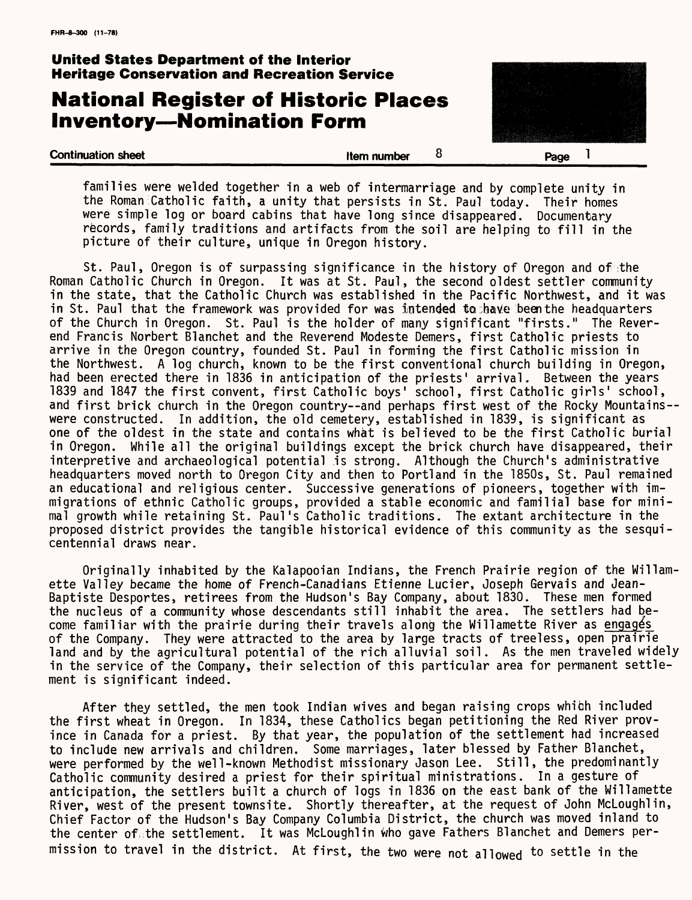families were welded together in a web of intermarriage and by complete unity in the Roman Catholic faith, a unity that persists in St. Paul today. Their homes were simple log or board cabins that have long since disappeared. Documentary records, family traditions and artifacts from the soil are helping to fill in the picture of their culture, unique in Oregon history.

St. Paul, Oregon is of surpassing significance in the history of Oregon and of the Roman Catholic Church in Oregon. It was at St. Paul, the second oldest settler community in the state, that the Catholic Church was established in the Pacific Northwest, and it was in St. Paul that the framework was provided for was intended to have been the headquarters of the Church in Oregon. St. Paul is the holder of many significant "firsts." The Reverend Francis Norbert Blanchet and the Reverend Modeste Demers, first Catholic priests to arrive in the Oregon Country, founded St. Paul in forming the first Catholic mission in the Northwest. A log church, known to be the first conventional church building in Oregon, had been erected there in 1836 in anticipation of the priests' arrival. Between the years 1839 and 1847 the first convent, first Catholic boys' school, first Catholic girls' school, and first brick church in the Oregon country--and perhaps first west of the Rocky Mountains--were constructed. In addition, the old cemetery, established in 1839, is significant as one of the oldest in the state and contains what is believed to be the first Catholic burial in Oregon. While all the original buildings except the brick church have disappeared, their interpretive and archaeological potential is strong. Although the Church's administrative headquarters moved north to Oregon City and then to Portland in the 1850s, St. Paul remained an educational and religious center. Successive generations of pioneers, together with immigrations of ethnic Catholic groups, provided a stable economic and familial base for minimal growth while retaining St. Paul's Catholic traditions. The extant architecture in the proposed district provides the tangible historical evidence of this community as the sesquicentennial draws near.

Originally inhabited by the Kalapooian Indians, the French Prairie region of the Willamette Valley became the home of French-Canadians Etienne Lucier, Joseph Gervais and Jean-Baptiste Desportes, retirees from the Hudson's Bay Company, about 1830. These men formed the nucleus of a community whose descendants still inhabit the area. The settlers had become familiar with the prairie during their travels along the Willamette River as *engagés* of the Company. They were attracted to the area by large tracts of treeless, open prairie land and by the agricultural potential of the rich alluvial soil. As the men traveled widely in the service of the Company, their selection of this particular area for permanent settlement is significant indeed.

After they settled, the men took Indian wives and began raising crops which included the first wheat in Oregon. In 1834, these Catholics began petitioning the Red River province in Canada for a priest. By that year, the population of the settlement had increased to include new arrivals and children. Some marriages, later blessed by Father Blanchet, were performed by the well-known Methodist missionary Jason Lee. Still, the predominantly Catholic community desired a priest for their spiritual ministrations. In a gesture of anticipation, the settlers built a church of logs in 1836 on the east bank of the Willamette River, west of the present townsite. Shortly thereafter, at the request of John McLoughlin, Chief Factor of the Hudson's Bay Company Columbia District, the church was moved inland to the center of the settlement. It was McLoughlin who gave Fathers Blanchet and Demers permission to travel in the district. At first, the two were not allowed to settle in the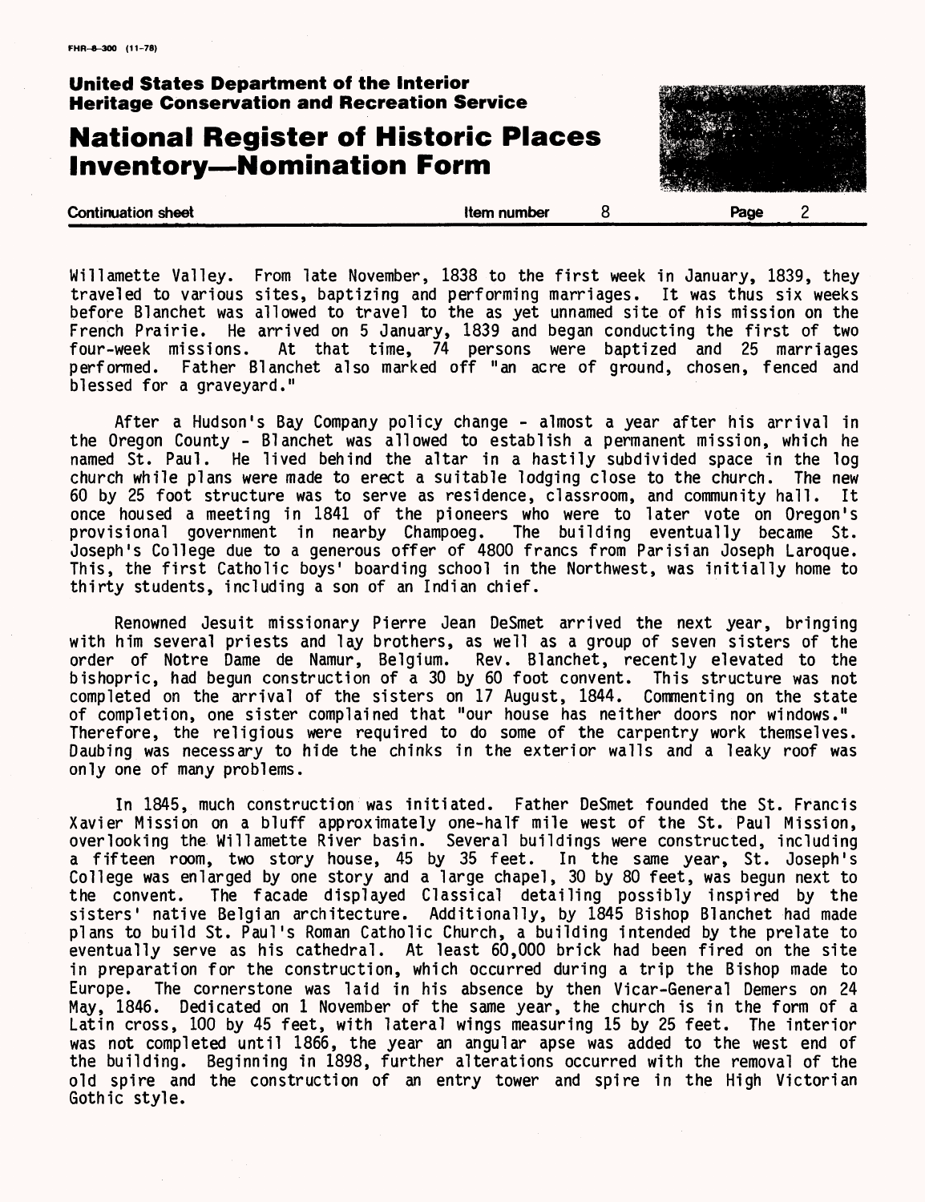Willamette Valley. From late November, 1838 to the first week in January, 1839, they traveled to various sites, baptizing and performing marriages. It was thus six weeks before Blanchet was allowed to travel to the as yet unnamed site of his mission on the French Prairie. He arrived on 5 January, 1839 and began conducting the first of two four-week missions. At that time, 74 persons were baptized and 25 marriages performed. Father Blanchet also marked off "an acre of ground, chosen, fenced and blessed for a graveyard."

After a Hudson's Bay Company policy change - almost a year after his arrival in the Oregon County - Blanchet was allowed to establish a permanent mission, which he named St. Paul. He lived behind the altar in a hastily subdivided space in the log church while plans were made to erect a suitable lodging close to the church. The new 60 by 25 foot structure was to serve as residence, classroom, and community hall. It once housed a meeting in 1841 of the pioneers who were to later vote on Oregon's provisional government in nearby Champoeg. The building eventually became St. Joseph's College due to a generous offer of 4800 francs from Parisian Joseph Laroque. This, the first Catholic boys' boarding school in the Northwest, was initially home to thirty students, including a son of an Indian chief.

Renowned Jesuit missionary Pierre Jean DeSmet arrived the next year, bringing with him several priests and lay brothers, as well as a group of seven sisters of the order of Notre Dame de Namur, Belgium. Rev. Blanchet, recently elevated to the bishopric, had begun construction of a 30 by 60 foot convent. This structure was not completed on the arrival of the sisters on 17 August, 1844. Commenting on the state of completion, one sister complained that "our house has neither doors nor windows." Therefore, the religious were required to do some of the carpentry work themselves. Daubing was necessary to hide the chinks in the exterior walls and a leaky roof was only one of many problems.

In 1845, much construction was initiated. Father DeSmet founded the St. Francis Xavier Mission on a bluff approximately one-half mile west of the St. Paul Mission, overlooking the Willamette River basin. Several buildings were constructed, including a fifteen room, two story house, 45 by 35 feet. In the same year, St. Joseph's College was enlarged by one story and a large chapel, 30 by 80 feet, was begun next to the convent. The facade displayed Classical detailing possibly inspired by the sisters' native Belgian architecture. Additionally, by 1845 Bishop Blanchet had made plans to build St. Paul's Roman Catholic Church, a building intended by the prelate to eventually serve as his cathedral. At least 60,000 brick had been fired on the site in preparation for the construction, which occurred during a trip the Bishop made to Europe. The cornerstone was laid in his absence by then Vicar-General Demers on 24 May, 1846. Dedicated on 1 November of the same year, the church is in the form of a Latin cross, 100 by 45 feet, with lateral wings measuring 15 by 25 feet. The interior was not completed until 1866, the year an angular apse was added to the west end of the building. Beginning in 1898, further alterations occurred with the removal of the old spire and the construction of an entry tower and spire in the High Victorian Gothic style.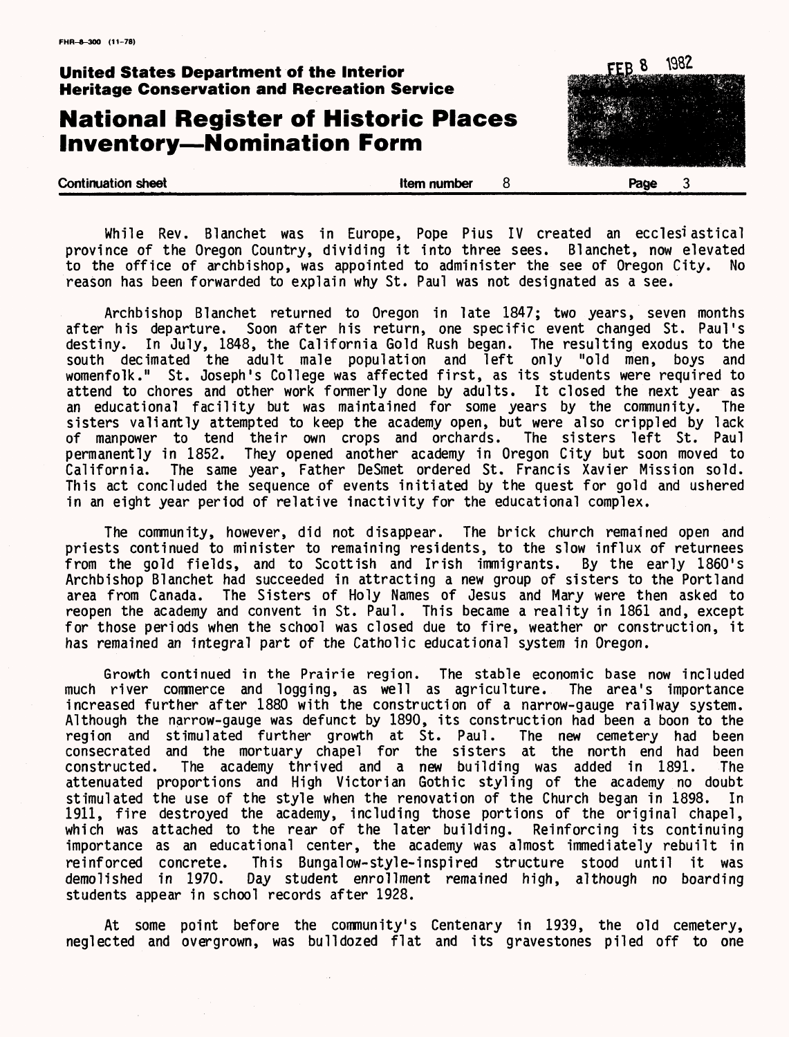While Rev. Blanchet was in Europe, Pope Pius IV created an ecclesiastical province of the Oregon Country, dividing it into three sees. Blanchet, now elevated to the office of archbishop, was appointed to administer the see of Oregon City. No reason has been forwarded to explain why St. Paul was not designated as a see.

Archbishop Blanchet returned to Oregon in late 1847; two years, seven months after his departure. Soon after his return, one specific event changed St. Paul's destiny. In July, 1848, the California Gold Rush began. The resulting exodus to the south decimated the adult male population and left only "old men, boys and womenfolk." St. Joseph's College was affected first, as its students were required to attend to chores and other work formerly done by adults. It closed the next year as an educational facility but was maintained for some years by the community. The sisters valiantly attempted to keep the academy open, but were also crippled by lack of manpower to tend their own crops and orchards. The sisters left St. Paul permanently in 1852. They opened another academy in Oregon City but soon moved to California. The same year, Father DeSmet ordered St. Francis Xavier Mission sold. This act concluded the sequence of events initiated by the quest for gold and ushered in an eight year period of relative inactivity for the educational complex.

The community, however, did not disappear. The brick church remained open and priests continued to minister to remaining residents, to the slow influx of returnees from the gold fields, and to Scottish and Irish immigrants. By the early 1860's Archbishop Blanchet had succeeded in attracting a new group of sisters to the Portland area from Canada. The Sisters of Holy Names of Jesus and Mary were then asked to reopen the academy and convent in St. Paul. This became a reality in 1861 and, except for those periods when the school was closed due to fire, weather or construction, it has remained an integral part of the Catholic educational system in Oregon.

Growth continued in the Prairie region. The stable economic base now included much river commerce and logging, as well as agriculture. The area's importance increased further after 1880 with the construction of a narrow-gauge railway system. Although the narrow-gauge was defunct by 1890, its construction had been a boon to the region and stimulated further growth at St. Paul. The new cemetery had been consecrated and the mortuary chapel for the sisters at the north end had been constructed. The academy thrived and a new building was added in 1891. The attenuated proportions and High Victorian Gothic styling of the academy no doubt stimulated the use of the style when the renovation of the Church began in 1898. In 1911, fire destroyed the academy, including those portions of the original chapel, which was attached to the rear of the later building. Reinforcing its continuing importance as an educational center, the academy was almost immediately rebuilt in reinforced concrete. This Bungalow-style-inspired structure stood until it was demolished in 1970. Day student enrollment remained high, although no boarding students appear in school records after 1928.

At some point before the community's Centenary in 1939, the old cemetery, neglected and overgrown, was bulldozed flat and its gravestones piled off to one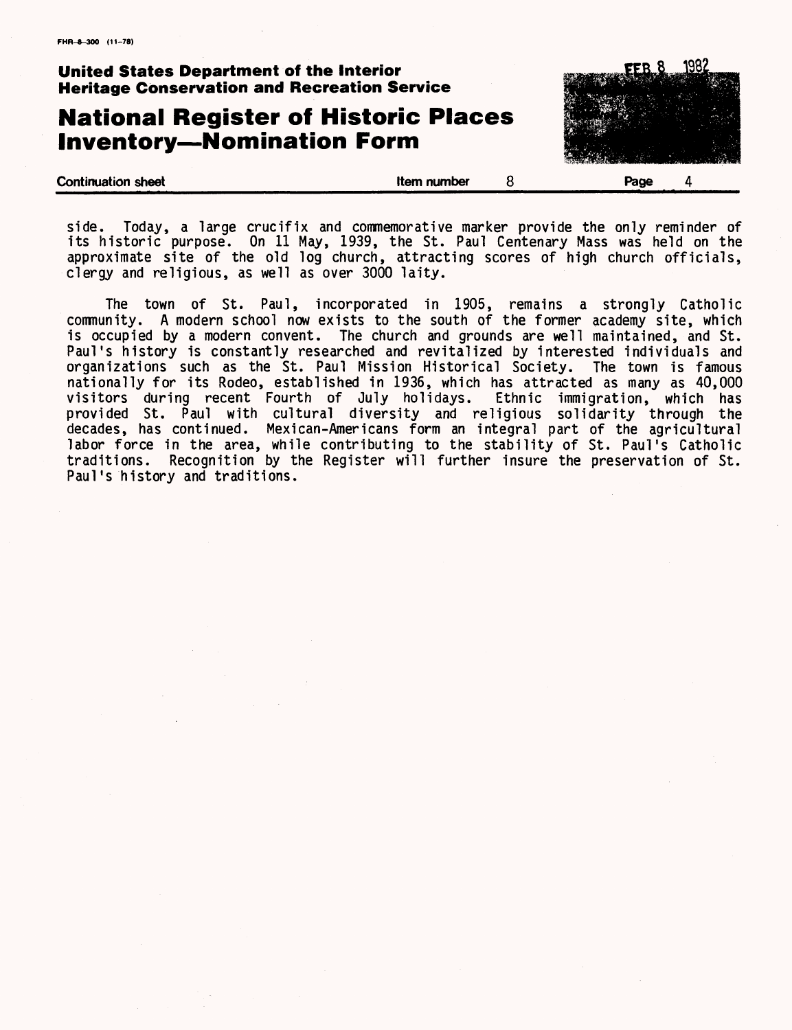side. Today, a large crucifix and commemorative marker provide the only reminder of its historic purpose. On 11 May, 1939, the St. Paul Centenary Mass was held on the approximate site of the old log church, attracting scores of high church officials, clergy and religious, as well as over 3000 laity.

The town of St. Paul, incorporated in 1905, remains a strongly Catholic community. A modern school now exists to the south of the former academy site, which is occupied by a modern convent. The church and grounds are well maintained, and St. Paul's history is constantly researched and revitalized by interested individuals and organizations such as the St. Paul Mission Historical Society. The town is famous nationally for its Rodeo, established in 1936, which has attracted as many as 40,000 visitors during recent Fourth of July holidays. Ethnic immigration, which has provided St. Paul with cultural diversity and religious solidarity through the decades, has continued. Mexican-Americans form an integral part of the agricultural labor force in the area, while contributing to the stability of St. Paul's Catholic traditions. Recognition by the Register will further insure the preservation of St. Paul's history and traditions.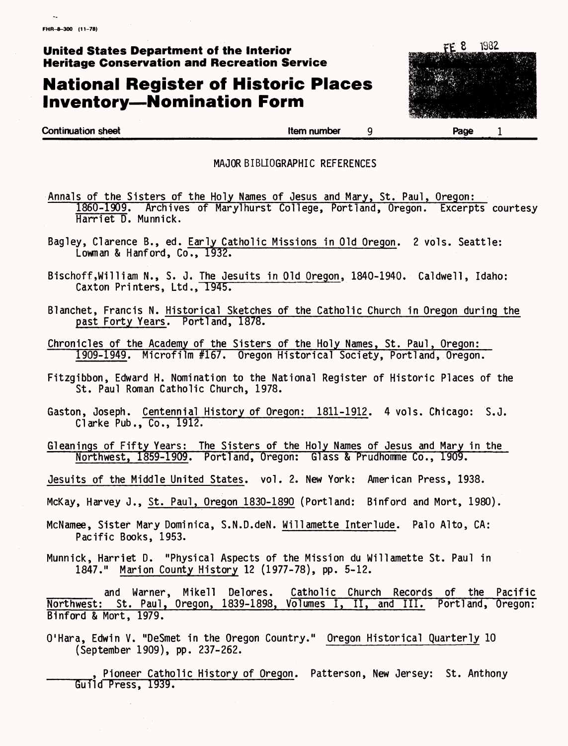FHR-8-300 (11-78)

**United States Department of the Interior**
**Heritage Conservation and Recreation Service**

# National Register of Historic Places Inventory—Nomination Form

FE 8 1982

**Continuation sheet** | **Item number** 9 | **Page** 1

## MAJOR BIBLIOGRAPHIC REFERENCES

Annals of the Sisters of the Holy Names of Jesus and Mary, St. Paul, Oregon: 1860-1909. Archives of Marylhurst College, Portland, Oregon. Excerpts courtesy Harriet D. Munnick.

Bagley, Clarence B., ed. Early Catholic Missions in Old Oregon. 2 vols. Seattle: Lowman & Hanford, Co., 1932.

Bischoff, William N., S. J. The Jesuits in Old Oregon, 1840-1940. Caldwell, Idaho: Caxton Printers, Ltd., 1945.

Blanchet, Francis N. Historical Sketches of the Catholic Church in Oregon during the past Forty Years. Portland, 1878.

Chronicles of the Academy of the Sisters of the Holy Names, St. Paul, Oregon: 1909-1949. Microfilm #167. Oregon Historical Society, Portland, Oregon.

Fitzgibbon, Edward H. Nomination to the National Register of Historic Places of the St. Paul Roman Catholic Church, 1978.

Gaston, Joseph. Centennial History of Oregon: 1811-1912. 4 vols. Chicago: S.J. Clarke Pub., Co., 1912.

Gleanings of Fifty Years: The Sisters of the Holy Names of Jesus and Mary in the Northwest, 1859-1909. Portland, Oregon: Glass & Prudhomme Co., 1909.

Jesuits of the Middle United States. vol. 2. New York: American Press, 1938.

McKay, Harvey J., St. Paul, Oregon 1830-1890 (Portland: Binford and Mort, 1980).

McNamee, Sister Mary Dominica, S.N.D.deN. Willamette Interlude. Palo Alto, CA: Pacific Books, 1953.

Munnick, Harriet D. "Physical Aspects of the Mission du Willamette St. Paul in 1847." Marion County History 12 (1977-78), pp. 5-12.

________ and Warner, Mikell Delores. Catholic Church Records of the Pacific Northwest: St. Paul, Oregon, 1839-1898, Volumes I, II, and III. Portland, Oregon: Binford & Mort, 1979.

O'Hara, Edwin V. "DeSmet in the Oregon Country." Oregon Historical Quarterly 10 (September 1909), pp. 237-262.

________, Pioneer Catholic History of Oregon. Patterson, New Jersey: St. Anthony Guild Press, 1939.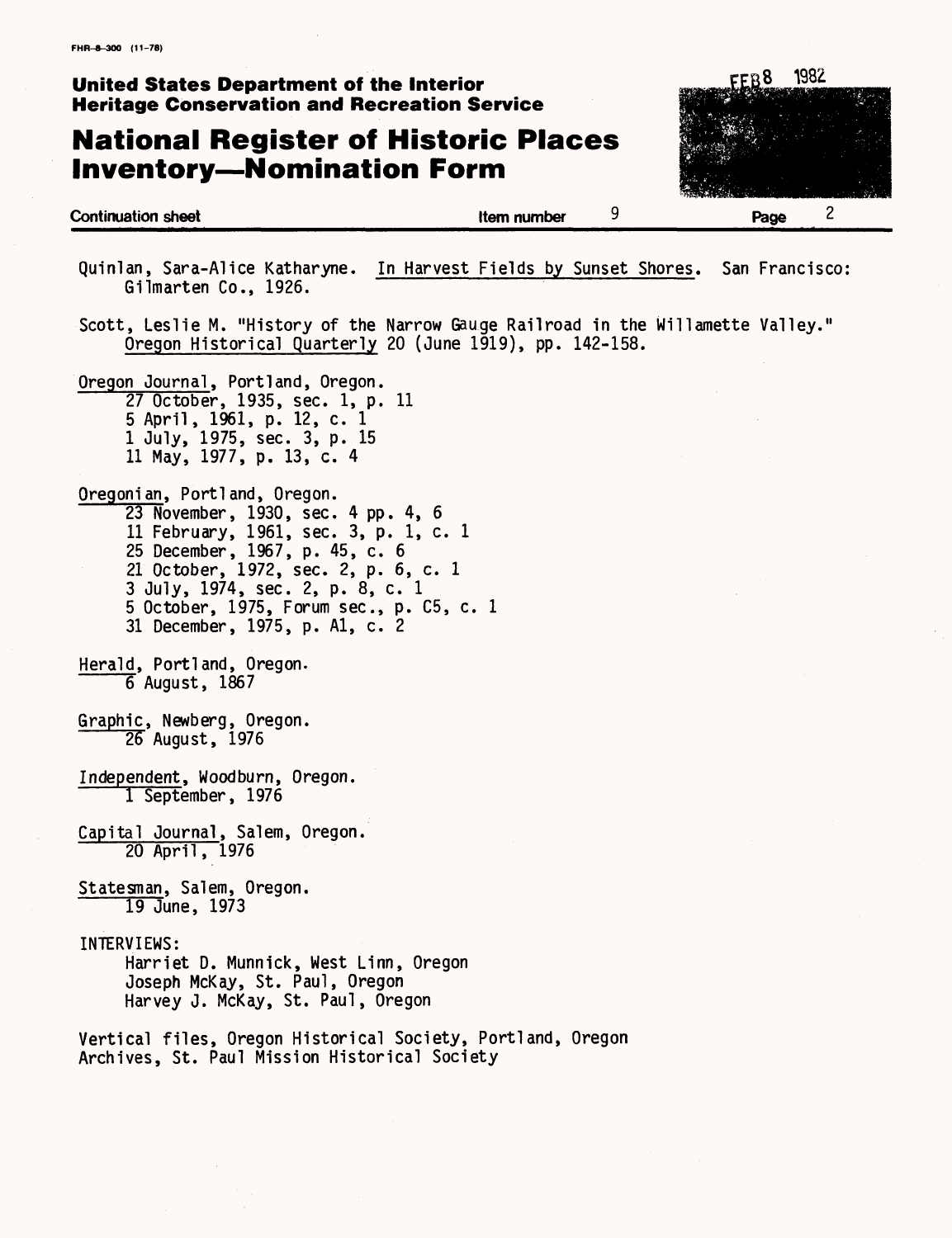Quinlan, Sara-Alice Katharyne. In Harvest Fields by Sunset Shores. San Francisco: Gilmarten Co., 1926.

Scott, Leslie M. "History of the Narrow Gauge Railroad in the Willamette Valley." Oregon Historical Quarterly 20 (June 1919), pp. 142-158.

Oregon Journal, Portland, Oregon.
- 27 October, 1935, sec. 1, p. 11
- 5 April, 1961, p. 12, c. 1
- 1 July, 1975, sec. 3, p. 15
- 11 May, 1977, p. 13, c. 4

Oregonian, Portland, Oregon.
- 23 November, 1930, sec. 4 pp. 4, 6
- 11 February, 1961, sec. 3, p. 1, c. 1
- 25 December, 1967, p. 45, c. 6
- 21 October, 1972, sec. 2, p. 6, c. 1
- 3 July, 1974, sec. 2, p. 8, c. 1
- 5 October, 1975, Forum sec., p. C5, c. 1
- 31 December, 1975, p. A1, c. 2

Herald, Portland, Oregon.
- 6 August, 1867

Graphic, Newberg, Oregon.
- 26 August, 1976

Independent, Woodburn, Oregon.
- 1 September, 1976

Capital Journal, Salem, Oregon.
- 20 April, 1976

Statesman, Salem, Oregon.
- 19 June, 1973

INTERVIEWS:
- Harriet D. Munnick, West Linn, Oregon
- Joseph McKay, St. Paul, Oregon
- Harvey J. McKay, St. Paul, Oregon

Vertical files, Oregon Historical Society, Portland, Oregon
Archives, St. Paul Mission Historical Society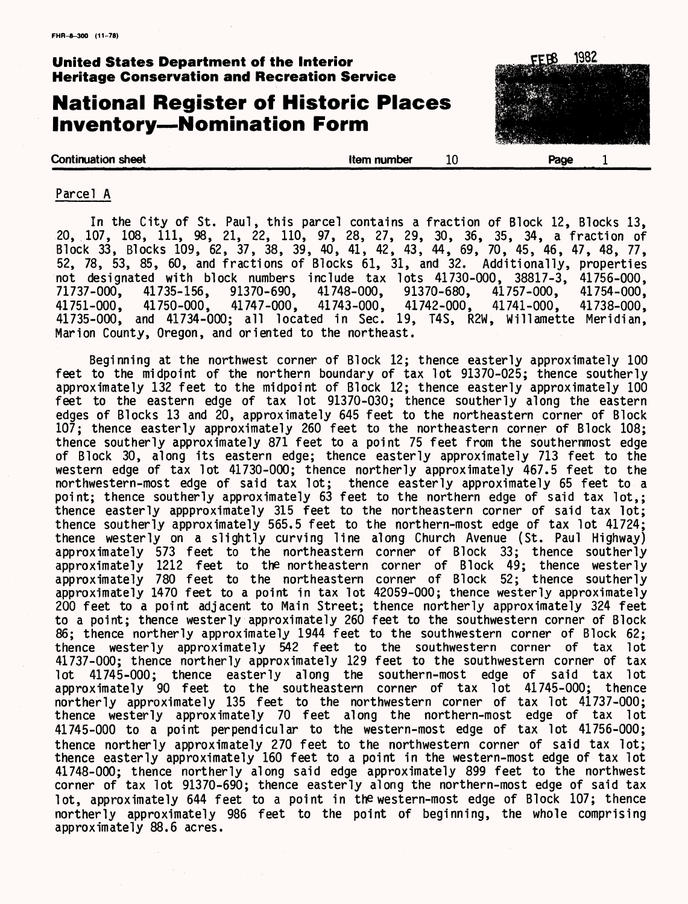FHR-8-300 (11-78)

**United States Department of the Interior**
**Heritage Conservation and Recreation Service**

# National Register of Historic Places Inventory—Nomination Form

FEB 8 1982

**Continuation sheet** **Item number** 10 **Page** 1

Parcel A

In the City of St. Paul, this parcel contains a fraction of Block 12, Blocks 13, 20, 107, 108, 111, 98, 21, 22, 110, 97, 28, 27, 29, 30, 36, 35, 34, a fraction of Block 33, Blocks 109, 62, 37, 38, 39, 40, 41, 42, 43, 44, 69, 70, 45, 46, 47, 48, 77, 52, 78, 53, 85, 60, and fractions of Blocks 61, 31, and 32. Additionally, properties not designated with block numbers include tax lots 41730-000, 38817-3, 41756-000, 71737-000, 41735-156, 91370-690, 41748-000, 91370-680, 41757-000, 41754-000, 41751-000, 41750-000, 41747-000, 41743-000, 41742-000, 41741-000, 41738-000, 41735-000, and 41734-000; all located in Sec. 19, T4S, R2W, Willamette Meridian, Marion County, Oregon, and oriented to the northeast.

Beginning at the northwest corner of Block 12; thence easterly approximately 100 feet to the midpoint of the northern boundary of tax lot 91370-025; thence southerly approximately 132 feet to the midpoint of Block 12; thence easterly approximately 100 feet to the eastern edge of tax lot 91370-030; thence southerly along the eastern edges of Blocks 13 and 20, approximately 645 feet to the northeastern corner of Block 107; thence easterly approximately 260 feet to the northeastern corner of Block 108; thence southerly approximately 871 feet to a point 75 feet from the southernmost edge of Block 30, along its eastern edge; thence easterly approximately 713 feet to the western edge of tax lot 41730-000; thence northerly approximately 467.5 feet to the northwestern-most edge of said tax lot; thence easterly approximately 65 feet to a point; thence southerly approximately 63 feet to the northern edge of said tax lot,; thence easterly appproximately 315 feet to the northeastern corner of said tax lot; thence southerly approximately 565.5 feet to the northern-most edge of tax lot 41724; thence westerly on a slightly curving line along Church Avenue (St. Paul Highway) approximately 573 feet to the northeastern corner of Block 33; thence southerly approximately 1212 feet to the northeastern corner of Block 49; thence westerly approximately 780 feet to the northeastern corner of Block 52; thence southerly approximately 1470 feet to a point in tax lot 42059-000; thence westerly approximately 200 feet to a point adjacent to Main Street; thence northerly approximately 324 feet to a point; thence westerly approximately 260 feet to the southwestern corner of Block 86; thence northerly approximately 1944 feet to the southwestern corner of Block 62; thence westerly approximately 542 feet to the southwestern corner of tax lot 41737-000; thence northerly approximately 129 feet to the southwestern corner of tax lot 41745-000; thence easterly along the southern-most edge of said tax lot approximately 90 feet to the southeastern corner of tax lot 41745-000; thence northerly approximately 135 feet to the northwestern corner of tax lot 41737-000; thence westerly approximately 70 feet along the northern-most edge of tax lot 41745-000 to a point perpendicular to the western-most edge of tax lot 41756-000; thence northerly approximately 270 feet to the northwestern corner of said tax lot; thence easterly approximately 160 feet to a point in the western-most edge of tax lot 41748-000; thence northerly along said edge approximately 899 feet to the northwest corner of tax lot 91370-690; thence easterly along the northern-most edge of said tax lot, approximately 644 feet to a point in the western-most edge of Block 107; thence northerly approximately 986 feet to the point of beginning, the whole comprising approximately 88.6 acres.